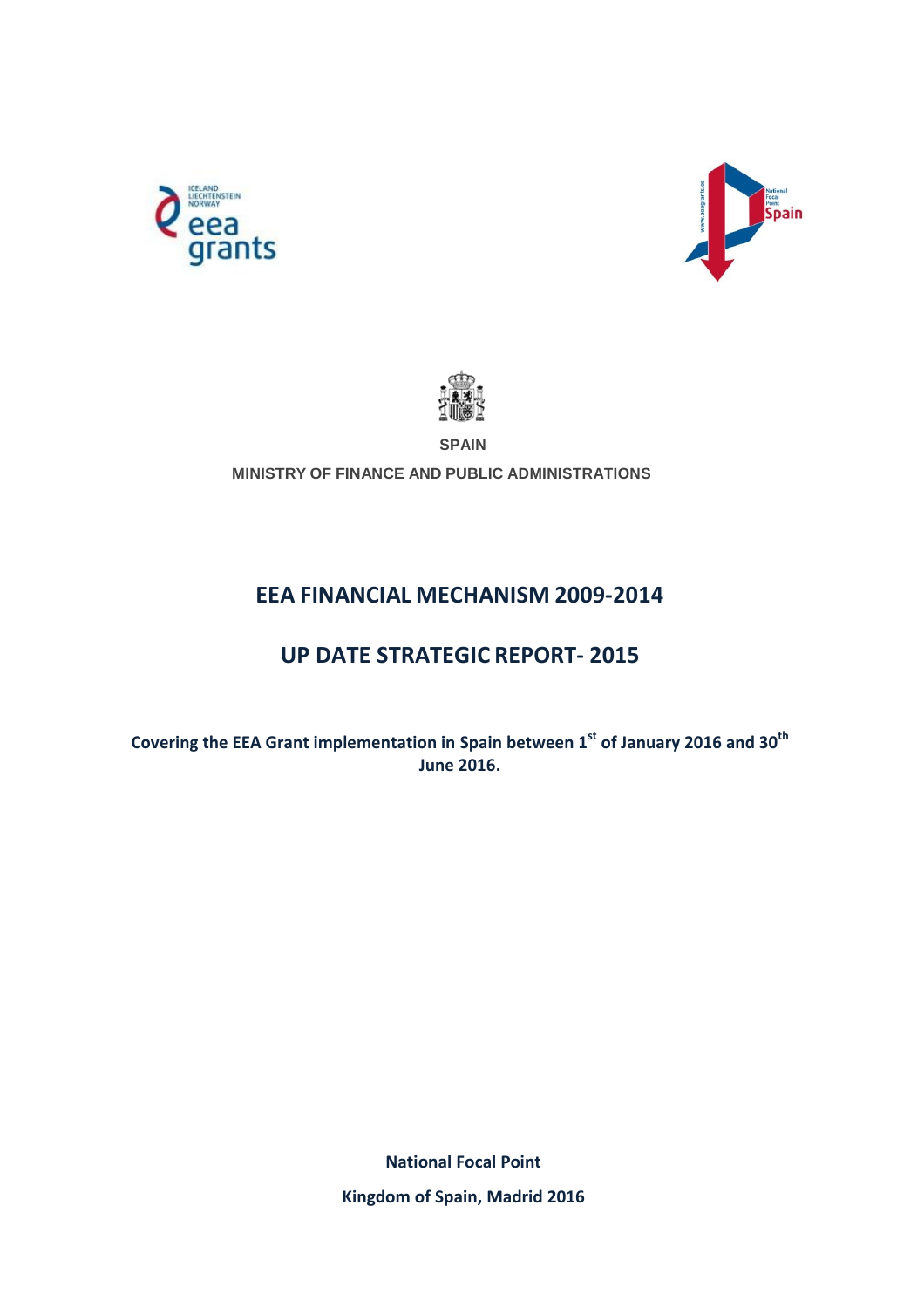SPAIN

MINISTRY OF FINANCE AND PUBLIC ADMINISTRATIONS

# EEA FINANCIAL MECHANISM 2009-2014

# UP DATE STRATEGIC REPORT- 2015

**Covering the EEA Grant implementation in Spain between 1st of January 2016 and 30th June 2016.**

**National Focal Point**

**Kingdom of Spain, Madrid 2016**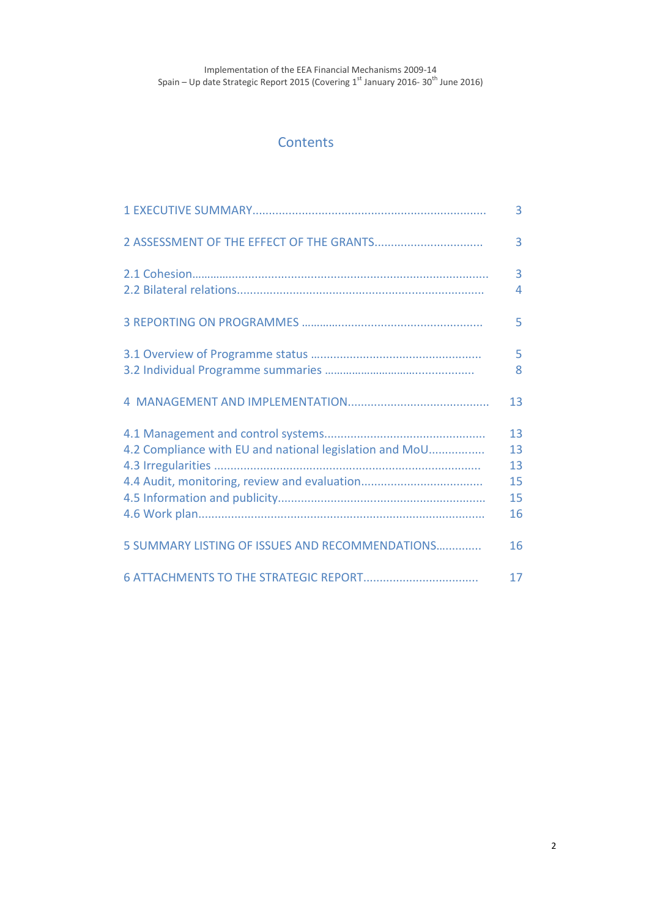## Contents

| | |
|---|---|
| 1 EXECUTIVE SUMMARY | 3 |
| 2 ASSESSMENT OF THE EFFECT OF THE GRANTS | 3 |
| 2.1 Cohesion | 3 |
| 2.2 Bilateral relations | 4 |
| 3 REPORTING ON PROGRAMMES | 5 |
| 3.1 Overview of Programme status | 5 |
| 3.2 Individual Programme summaries | 8 |
| 4 MANAGEMENT AND IMPLEMENTATION | 13 |
| 4.1 Management and control systems | 13 |
| 4.2 Compliance with EU and national legislation and MoU | 13 |
| 4.3 Irregularities | 13 |
| 4.4 Audit, monitoring, review and evaluation | 15 |
| 4.5 Information and publicity | 15 |
| 4.6 Work plan | 16 |
| 5 SUMMARY LISTING OF ISSUES AND RECOMMENDATIONS | 16 |
| 6 ATTACHMENTS TO THE STRATEGIC REPORT | 17 |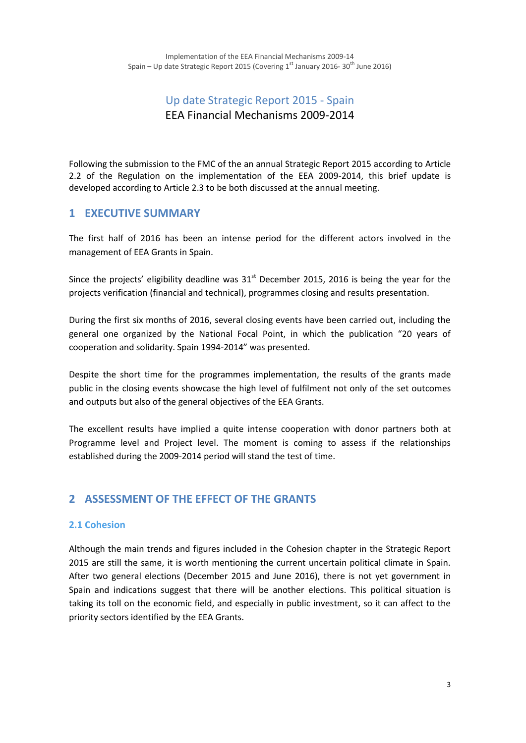# Up date Strategic Report 2015 - Spain

EEA Financial Mechanisms 2009-2014

Following the submission to the FMC of the an annual Strategic Report 2015 according to Article 2.2 of the Regulation on the implementation of the EEA 2009-2014, this brief update is developed according to Article 2.3 to be both discussed at the annual meeting.

## 1 EXECUTIVE SUMMARY

The first half of 2016 has been an intense period for the different actors involved in the management of EEA Grants in Spain.

Since the projects' eligibility deadline was 31st December 2015, 2016 is being the year for the projects verification (financial and technical), programmes closing and results presentation.

During the first six months of 2016, several closing events have been carried out, including the general one organized by the National Focal Point, in which the publication "20 years of cooperation and solidarity. Spain 1994-2014" was presented.

Despite the short time for the programmes implementation, the results of the grants made public in the closing events showcase the high level of fulfilment not only of the set outcomes and outputs but also of the general objectives of the EEA Grants.

The excellent results have implied a quite intense cooperation with donor partners both at Programme level and Project level. The moment is coming to assess if the relationships established during the 2009-2014 period will stand the test of time.

## 2 ASSESSMENT OF THE EFFECT OF THE GRANTS

### 2.1 Cohesion

Although the main trends and figures included in the Cohesion chapter in the Strategic Report 2015 are still the same, it is worth mentioning the current uncertain political climate in Spain. After two general elections (December 2015 and June 2016), there is not yet government in Spain and indications suggest that there will be another elections. This political situation is taking its toll on the economic field, and especially in public investment, so it can affect to the priority sectors identified by the EEA Grants.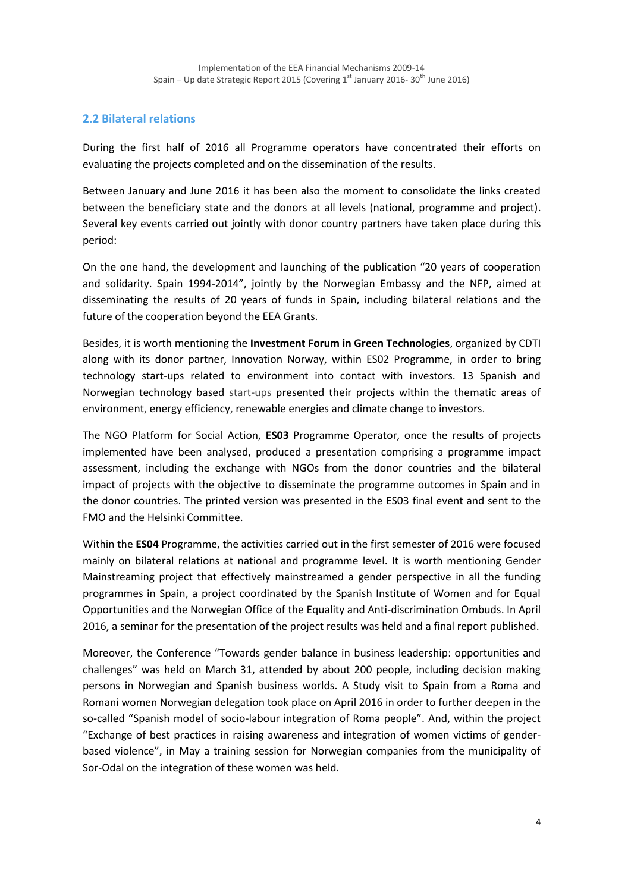## 2.2 Bilateral relations

During the first half of 2016 all Programme operators have concentrated their efforts on evaluating the projects completed and on the dissemination of the results.

Between January and June 2016 it has been also the moment to consolidate the links created between the beneficiary state and the donors at all levels (national, programme and project). Several key events carried out jointly with donor country partners have taken place during this period:

On the one hand, the development and launching of the publication "20 years of cooperation and solidarity. Spain 1994-2014", jointly by the Norwegian Embassy and the NFP, aimed at disseminating the results of 20 years of funds in Spain, including bilateral relations and the future of the cooperation beyond the EEA Grants.

Besides, it is worth mentioning the **Investment Forum in Green Technologies**, organized by CDTI along with its donor partner, Innovation Norway, within ES02 Programme, in order to bring technology start-ups related to environment into contact with investors. 13 Spanish and Norwegian technology based start-ups presented their projects within the thematic areas of environment, energy efficiency, renewable energies and climate change to investors.

The NGO Platform for Social Action, **ES03** Programme Operator, once the results of projects implemented have been analysed, produced a presentation comprising a programme impact assessment, including the exchange with NGOs from the donor countries and the bilateral impact of projects with the objective to disseminate the programme outcomes in Spain and in the donor countries. The printed version was presented in the ES03 final event and sent to the FMO and the Helsinki Committee.

Within the **ES04** Programme, the activities carried out in the first semester of 2016 were focused mainly on bilateral relations at national and programme level. It is worth mentioning Gender Mainstreaming project that effectively mainstreamed a gender perspective in all the funding programmes in Spain, a project coordinated by the Spanish Institute of Women and for Equal Opportunities and the Norwegian Office of the Equality and Anti-discrimination Ombuds. In April 2016, a seminar for the presentation of the project results was held and a final report published.

Moreover, the Conference "Towards gender balance in business leadership: opportunities and challenges" was held on March 31, attended by about 200 people, including decision making persons in Norwegian and Spanish business worlds. A Study visit to Spain from a Roma and Romani women Norwegian delegation took place on April 2016 in order to further deepen in the so-called "Spanish model of socio-labour integration of Roma people". And, within the project "Exchange of best practices in raising awareness and integration of women victims of gender-based violence", in May a training session for Norwegian companies from the municipality of Sor-Odal on the integration of these women was held.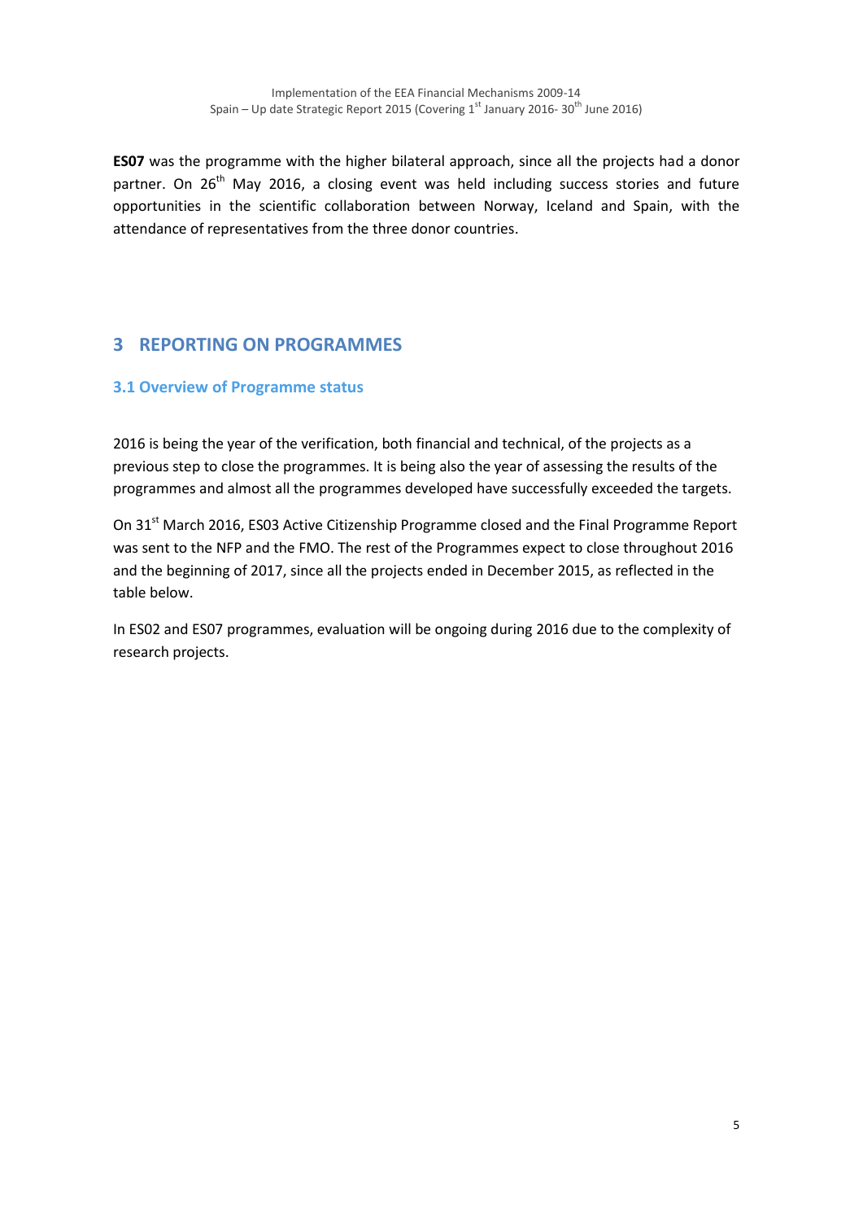**ES07** was the programme with the higher bilateral approach, since all the projects had a donor partner. On 26th May 2016, a closing event was held including success stories and future opportunities in the scientific collaboration between Norway, Iceland and Spain, with the attendance of representatives from the three donor countries.

# 3 REPORTING ON PROGRAMMES

## 3.1 Overview of Programme status

2016 is being the year of the verification, both financial and technical, of the projects as a previous step to close the programmes. It is being also the year of assessing the results of the programmes and almost all the programmes developed have successfully exceeded the targets.

On 31st March 2016, ES03 Active Citizenship Programme closed and the Final Programme Report was sent to the NFP and the FMO. The rest of the Programmes expect to close throughout 2016 and the beginning of 2017, since all the projects ended in December 2015, as reflected in the table below.

In ES02 and ES07 programmes, evaluation will be ongoing during 2016 due to the complexity of research projects.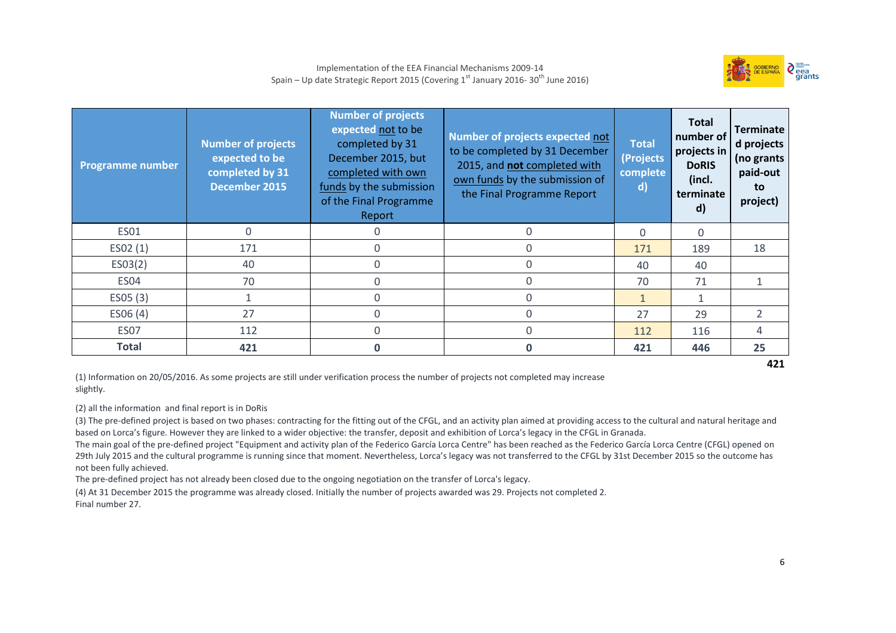| Programme number | Number of projects expected to be completed by 31 December 2015 | Number of projects expected not to be completed by 31 December 2015, but completed with own funds by the submission of the Final Programme Report | Number of projects expected not to be completed by 31 December 2015, and **not** completed with own funds by the submission of the Final Programme Report | Total (Projects completed) | Total number of projects in DoRIS (incl. terminated) | Terminated projects (no grants paid-out to project) |
|---|---|---|---|---|---|---|
| ES01 | 0 | 0 | 0 | 0 | 0 | |
| ES02 (1) | 171 | 0 | 0 | 171 | 189 | 18 |
| ES03(2) | 40 | 0 | 0 | 40 | 40 | |
| ES04 | 70 | 0 | 0 | 70 | 71 | 1 |
| ES05 (3) | 1 | 0 | 0 | 1 | 1 | |
| ES06 (4) | 27 | 0 | 0 | 27 | 29 | 2 |
| ES07 | 112 | 0 | 0 | 112 | 116 | 4 |
| **Total** | **421** | **0** | **0** | **421** | **446** | **25** |

**421**

(1) Information on 20/05/2016. As some projects are still under verification process the number of projects not completed may increase slightly.

(2) all the information and final report is in DoRis

(3) The pre-defined project is based on two phases: contracting for the fitting out of the CFGL, and an activity plan aimed at providing access to the cultural and natural heritage and based on Lorca's figure. However they are linked to a wider objective: the transfer, deposit and exhibition of Lorca's legacy in the CFGL in Granada.

The main goal of the pre-defined project "Equipment and activity plan of the Federico García Lorca Centre" has been reached as the Federico García Lorca Centre (CFGL) opened on 29th July 2015 and the cultural programme is running since that moment. Nevertheless, Lorca's legacy was not transferred to the CFGL by 31st December 2015 so the outcome has not been fully achieved.

The pre-defined project has not already been closed due to the ongoing negotiation on the transfer of Lorca's legacy.

(4) At 31 December 2015 the programme was already closed. Initially the number of projects awarded was 29. Projects not completed 2. Final number 27.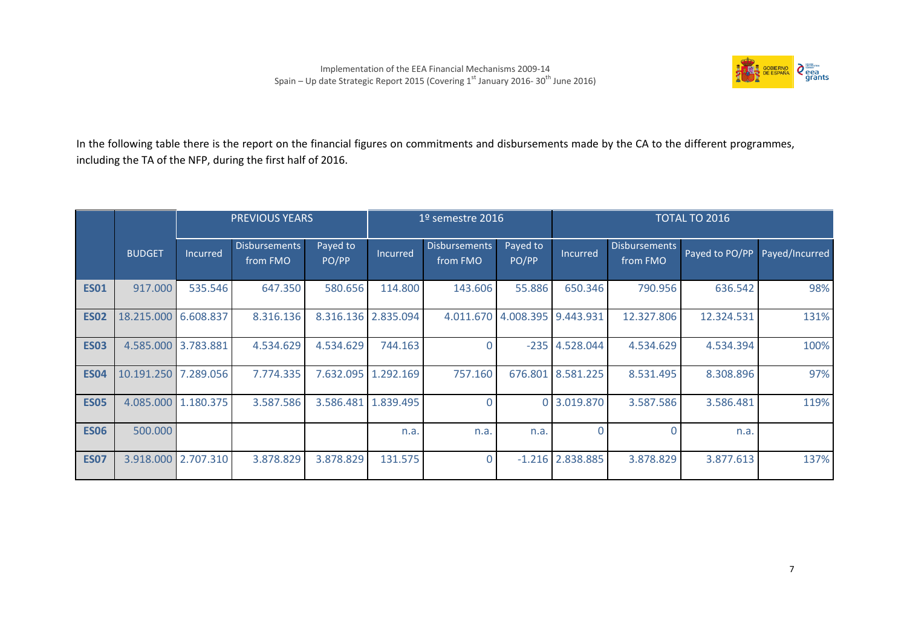In the following table there is the report on the financial figures on commitments and disbursements made by the CA to the different programmes, including the TA of the NFP, during the first half of 2016.

| | | PREVIOUS YEARS | | | 1º semestre 2016 | | | TOTAL TO 2016 | | | |
|---|---|---|---|---|---|---|---|---|---|---|---|
| | BUDGET | Incurred | Disbursements from FMO | Payed to PO/PP | Incurred | Disbursements from FMO | Payed to PO/PP | Incurred | Disbursements from FMO | Payed to PO/PP | Payed/Incurred |
| **ES01** | 917.000 | 535.546 | 647.350 | 580.656 | 114.800 | 143.606 | 55.886 | 650.346 | 790.956 | 636.542 | 98% |
| **ES02** | 18.215.000 | 6.608.837 | 8.316.136 | 8.316.136 | 2.835.094 | 4.011.670 | 4.008.395 | 9.443.931 | 12.327.806 | 12.324.531 | 131% |
| **ES03** | 4.585.000 | 3.783.881 | 4.534.629 | 4.534.629 | 744.163 | 0 | -235 | 4.528.044 | 4.534.629 | 4.534.394 | 100% |
| **ES04** | 10.191.250 | 7.289.056 | 7.774.335 | 7.632.095 | 1.292.169 | 757.160 | 676.801 | 8.581.225 | 8.531.495 | 8.308.896 | 97% |
| **ES05** | 4.085.000 | 1.180.375 | 3.587.586 | 3.586.481 | 1.839.495 | 0 | 0 | 3.019.870 | 3.587.586 | 3.586.481 | 119% |
| **ES06** | 500.000 | | | | n.a. | n.a. | n.a. | 0 | 0 | n.a. | |
| **ES07** | 3.918.000 | 2.707.310 | 3.878.829 | 3.878.829 | 131.575 | 0 | -1.216 | 2.838.885 | 3.878.829 | 3.877.613 | 137% |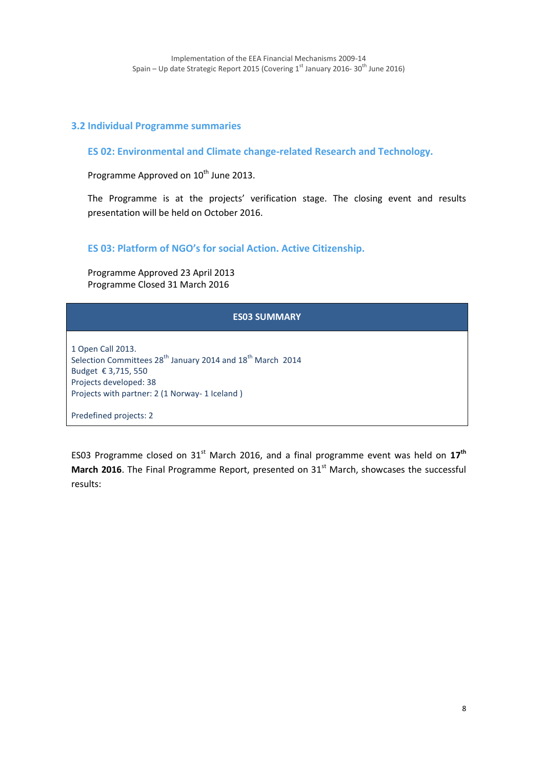### 3.2 Individual Programme summaries

#### ES 02: Environmental and Climate change-related Research and Technology.

Programme Approved on 10th June 2013.

The Programme is at the projects' verification stage. The closing event and results presentation will be held on October 2016.

#### ES 03: Platform of NGO's for social Action. Active Citizenship.

Programme Approved 23 April 2013
Programme Closed 31 March 2016

| ES03 SUMMARY |
|---|
| 1 Open Call 2013.<br>Selection Committees 28th January 2014 and 18th March 2014<br>Budget € 3,715, 550<br>Projects developed: 38<br>Projects with partner: 2 (1 Norway- 1 Iceland )<br><br>Predefined projects: 2 |

ES03 Programme closed on 31st March 2016, and a final programme event was held on **17th March 2016**. The Final Programme Report, presented on 31st March, showcases the successful results: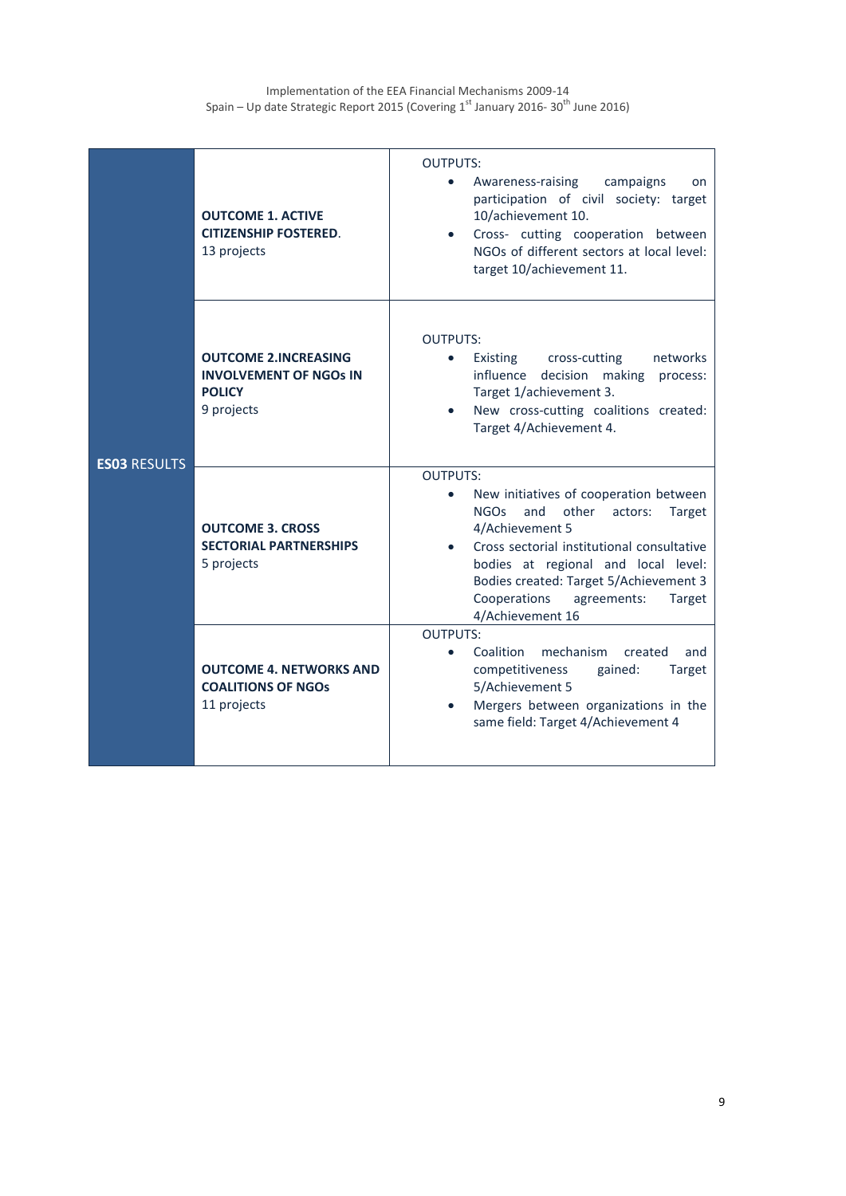| | | |
|---|---|---|
| **ES03** RESULTS | **OUTCOME 1. ACTIVE CITIZENSHIP FOSTERED**. 13 projects | OUTPUTS: • Awareness-raising campaigns on participation of civil society: target 10/achievement 10. • Cross- cutting cooperation between NGOs of different sectors at local level: target 10/achievement 11. |
| | **OUTCOME 2.INCREASING INVOLVEMENT OF NGOs IN POLICY** 9 projects | OUTPUTS: • Existing cross-cutting networks influence decision making process: Target 1/achievement 3. • New cross-cutting coalitions created: Target 4/Achievement 4. |
| | **OUTCOME 3. CROSS SECTORIAL PARTNERSHIPS** 5 projects | OUTPUTS: • New initiatives of cooperation between NGOs and other actors: Target 4/Achievement 5 • Cross sectorial institutional consultative bodies at regional and local level: Bodies created: Target 5/Achievement 3 Cooperations agreements: Target 4/Achievement 16 |
| | **OUTCOME 4. NETWORKS AND COALITIONS OF NGOs** 11 projects | OUTPUTS: • Coalition mechanism created and competitiveness gained: Target 5/Achievement 5 • Mergers between organizations in the same field: Target 4/Achievement 4 |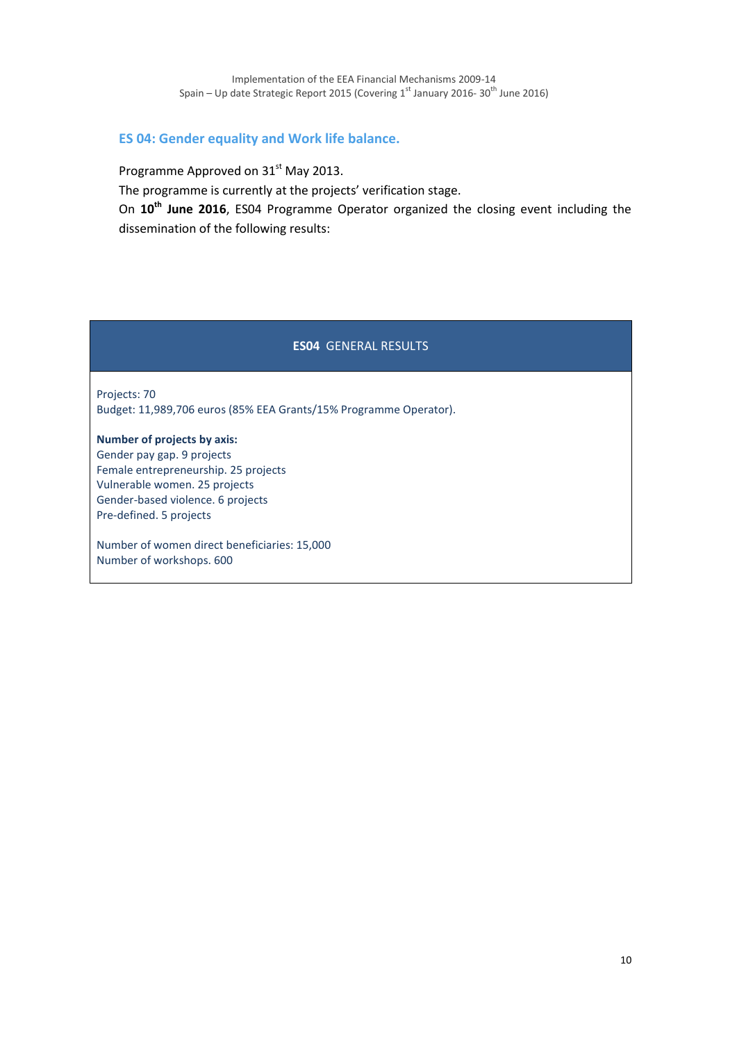## ES 04: Gender equality and Work life balance.

Programme Approved on 31st May 2013.

The programme is currently at the projects' verification stage.

On **10th June 2016**, ES04 Programme Operator organized the closing event including the dissemination of the following results:

| **ES04** GENERAL RESULTS |
|---|
| Projects: 70<br>Budget: 11,989,706 euros (85% EEA Grants/15% Programme Operator).<br><br>**Number of projects by axis:**<br>Gender pay gap. 9 projects<br>Female entrepreneurship. 25 projects<br>Vulnerable women. 25 projects<br>Gender-based violence. 6 projects<br>Pre-defined. 5 projects<br><br>Number of women direct beneficiaries: 15,000<br>Number of workshops. 600 |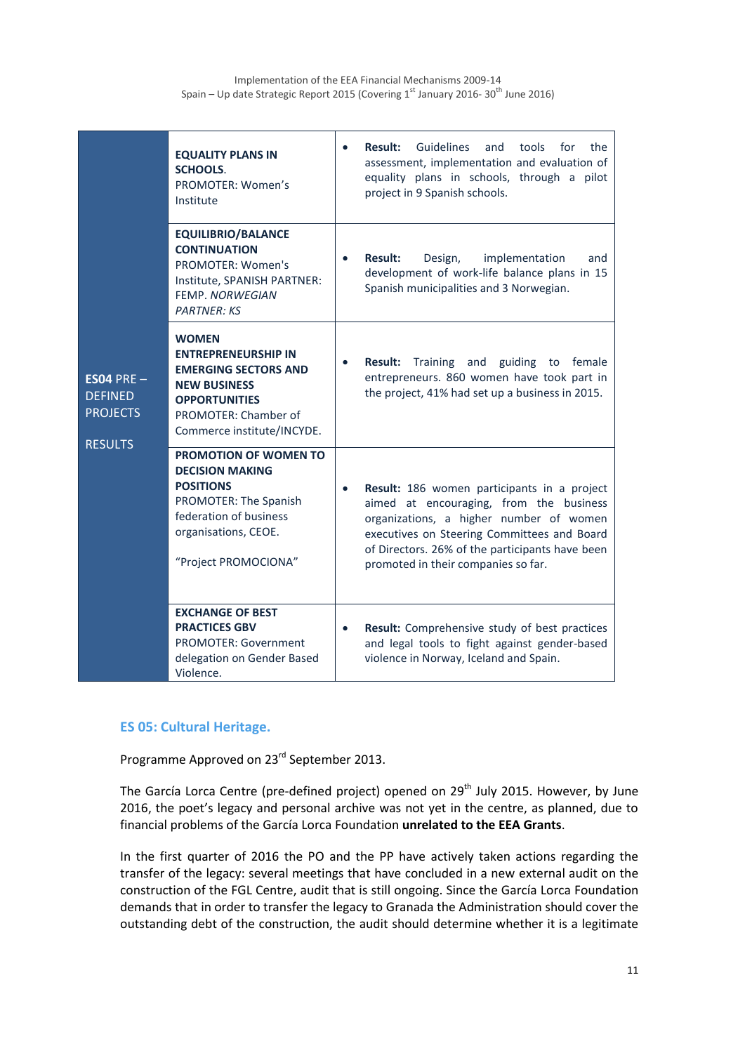| **ES04** PRE – DEFINED PROJECTS<br><br>RESULTS | **EQUALITY PLANS IN SCHOOLS**.<br>PROMOTER: Women's Institute | • **Result:** Guidelines and tools for the assessment, implementation and evaluation of equality plans in schools, through a pilot project in 9 Spanish schools. |
|---|---|---|
| | **EQUILIBRIO/BALANCE CONTINUATION**<br>PROMOTER: Women's Institute, SPANISH PARTNER: FEMP. *NORWEGIAN PARTNER: KS* | • **Result:** Design, implementation and development of work-life balance plans in 15 Spanish municipalities and 3 Norwegian. |
| | **WOMEN ENTREPRENEURSHIP IN EMERGING SECTORS AND NEW BUSINESS OPPORTUNITIES**<br>PROMOTER: Chamber of Commerce institute/INCYDE. | • **Result:** Training and guiding to female entrepreneurs. 860 women have took part in the project, 41% had set up a business in 2015. |
| | **PROMOTION OF WOMEN TO DECISION MAKING POSITIONS**<br>PROMOTER: The Spanish federation of business organisations, CEOE.<br><br>"Project PROMOCIONA" | • **Result:** 186 women participants in a project aimed at encouraging, from the business organizations, a higher number of women executives on Steering Committees and Board of Directors. 26% of the participants have been promoted in their companies so far. |
| | **EXCHANGE OF BEST PRACTICES GBV**<br>PROMOTER: Government delegation on Gender Based Violence. | • **Result:** Comprehensive study of best practices and legal tools to fight against gender-based violence in Norway, Iceland and Spain. |

### ES 05: Cultural Heritage.

Programme Approved on 23rd September 2013.

The García Lorca Centre (pre-defined project) opened on 29th July 2015. However, by June 2016, the poet's legacy and personal archive was not yet in the centre, as planned, due to financial problems of the García Lorca Foundation **unrelated to the EEA Grants**.

In the first quarter of 2016 the PO and the PP have actively taken actions regarding the transfer of the legacy: several meetings that have concluded in a new external audit on the construction of the FGL Centre, audit that is still ongoing. Since the García Lorca Foundation demands that in order to transfer the legacy to Granada the Administration should cover the outstanding debt of the construction, the audit should determine whether it is a legitimate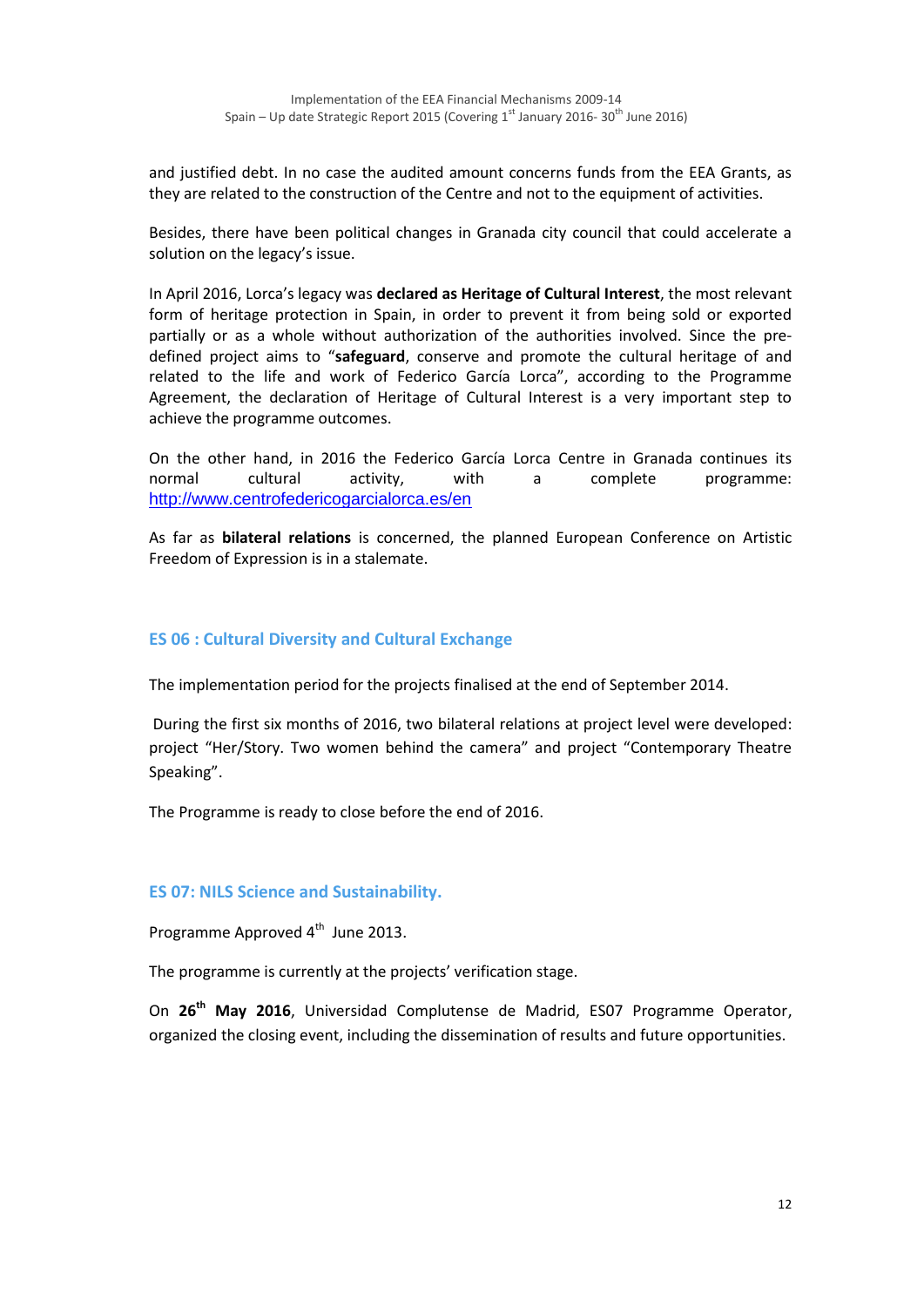and justified debt. In no case the audited amount concerns funds from the EEA Grants, as they are related to the construction of the Centre and not to the equipment of activities.

Besides, there have been political changes in Granada city council that could accelerate a solution on the legacy's issue.

In April 2016, Lorca's legacy was **declared as Heritage of Cultural Interest**, the most relevant form of heritage protection in Spain, in order to prevent it from being sold or exported partially or as a whole without authorization of the authorities involved. Since the pre-defined project aims to "**safeguard**, conserve and promote the cultural heritage of and related to the life and work of Federico García Lorca", according to the Programme Agreement, the declaration of Heritage of Cultural Interest is a very important step to achieve the programme outcomes.

On the other hand, in 2016 the Federico García Lorca Centre in Granada continues its normal cultural activity, with a complete programme: http://www.centrofedericogarcialorca.es/en

As far as **bilateral relations** is concerned, the planned European Conference on Artistic Freedom of Expression is in a stalemate.

## ES 06 : Cultural Diversity and Cultural Exchange

The implementation period for the projects finalised at the end of September 2014.

During the first six months of 2016, two bilateral relations at project level were developed: project "Her/Story. Two women behind the camera" and project "Contemporary Theatre Speaking".

The Programme is ready to close before the end of 2016.

## ES 07: NILS Science and Sustainability.

Programme Approved 4th June 2013.

The programme is currently at the projects' verification stage.

On **26th May 2016**, Universidad Complutense de Madrid, ES07 Programme Operator, organized the closing event, including the dissemination of results and future opportunities.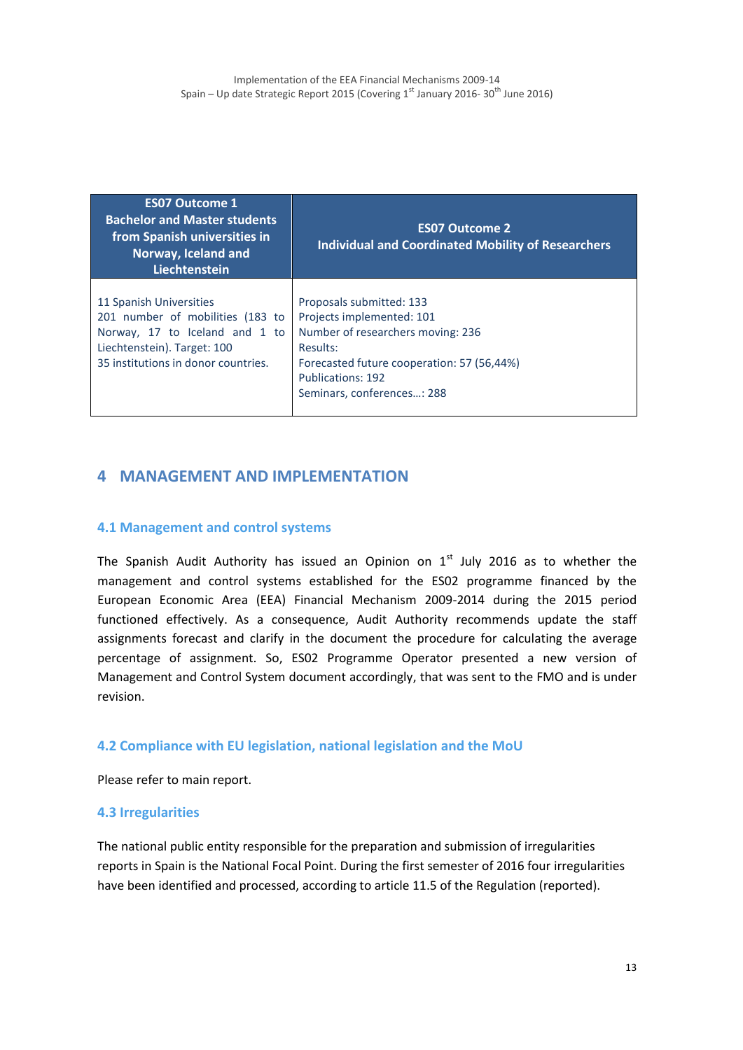| ES07 Outcome 1<br>Bachelor and Master students from Spanish universities in Norway, Iceland and Liechtenstein | ES07 Outcome 2<br>Individual and Coordinated Mobility of Researchers |
|---|---|
| 11 Spanish Universities<br>201 number of mobilities (183 to Norway, 17 to Iceland and 1 to Liechtenstein). Target: 100<br>35 institutions in donor countries. | Proposals submitted: 133<br>Projects implemented: 101<br>Number of researchers moving: 236<br>Results:<br>Forecasted future cooperation: 57 (56,44%)<br>Publications: 192<br>Seminars, conferences…: 288 |

# 4 MANAGEMENT AND IMPLEMENTATION

## 4.1 Management and control systems

The Spanish Audit Authority has issued an Opinion on 1st July 2016 as to whether the management and control systems established for the ES02 programme financed by the European Economic Area (EEA) Financial Mechanism 2009-2014 during the 2015 period functioned effectively. As a consequence, Audit Authority recommends update the staff assignments forecast and clarify in the document the procedure for calculating the average percentage of assignment. So, ES02 Programme Operator presented a new version of Management and Control System document accordingly, that was sent to the FMO and is under revision.

## 4.2 Compliance with EU legislation, national legislation and the MoU

Please refer to main report.

## 4.3 Irregularities

The national public entity responsible for the preparation and submission of irregularities reports in Spain is the National Focal Point. During the first semester of 2016 four irregularities have been identified and processed, according to article 11.5 of the Regulation (reported).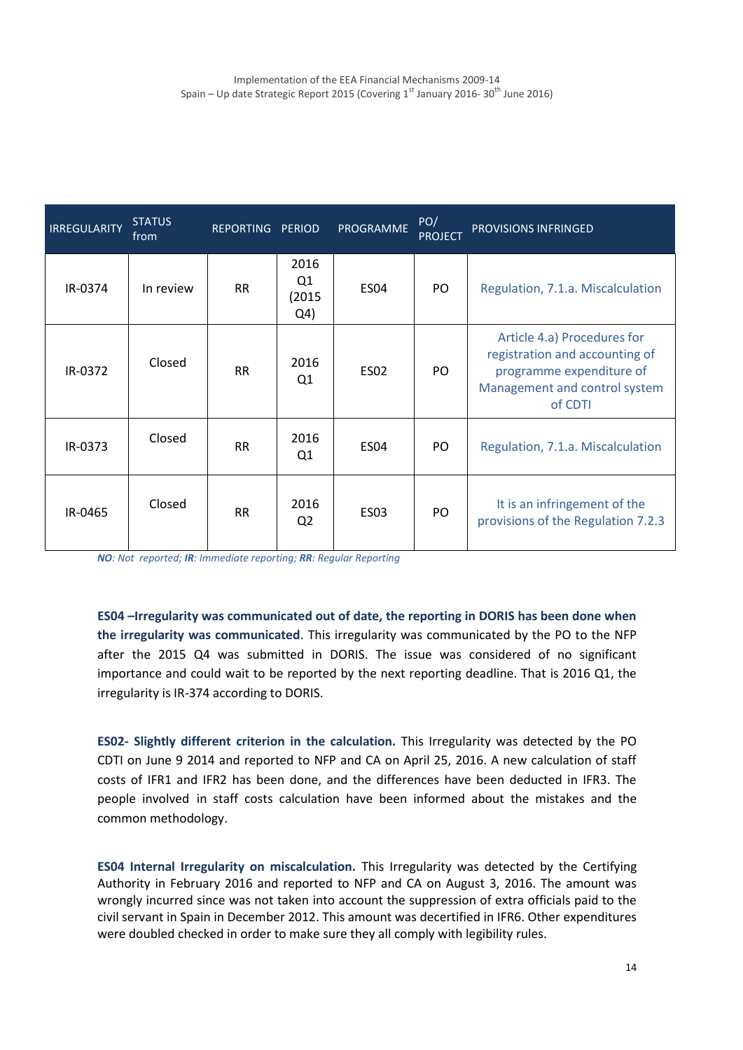| IRREGULARITY | STATUS from | REPORTING | PERIOD | PROGRAMME | PO/ PROJECT | PROVISIONS INFRINGED |
|---|---|---|---|---|---|---|
| IR-0374 | In review | RR | 2016 Q1 (2015 Q4) | ES04 | PO | Regulation, 7.1.a. Miscalculation |
| IR-0372 | Closed | RR | 2016 Q1 | ES02 | PO | Article 4.a) Procedures for registration and accounting of programme expenditure of Management and control system of CDTI |
| IR-0373 | Closed | RR | 2016 Q1 | ES04 | PO | Regulation, 7.1.a. Miscalculation |
| IR-0465 | Closed | RR | 2016 Q2 | ES03 | PO | It is an infringement of the provisions of the Regulation 7.2.3 |

***NO**: Not reported; **IR**: Immediate reporting; **RR**: Regular Reporting*

**ES04 –Irregularity was communicated out of date, the reporting in DORIS has been done when the irregularity was communicated**. This irregularity was communicated by the PO to the NFP after the 2015 Q4 was submitted in DORIS. The issue was considered of no significant importance and could wait to be reported by the next reporting deadline. That is 2016 Q1, the irregularity is IR-374 according to DORIS.

**ES02- Slightly different criterion in the calculation.** This Irregularity was detected by the PO CDTI on June 9 2014 and reported to NFP and CA on April 25, 2016. A new calculation of staff costs of IFR1 and IFR2 has been done, and the differences have been deducted in IFR3. The people involved in staff costs calculation have been informed about the mistakes and the common methodology.

**ES04 Internal Irregularity on miscalculation.** This Irregularity was detected by the Certifying Authority in February 2016 and reported to NFP and CA on August 3, 2016. The amount was wrongly incurred since was not taken into account the suppression of extra officials paid to the civil servant in Spain in December 2012. This amount was decertified in IFR6. Other expenditures were doubled checked in order to make sure they all comply with legibility rules.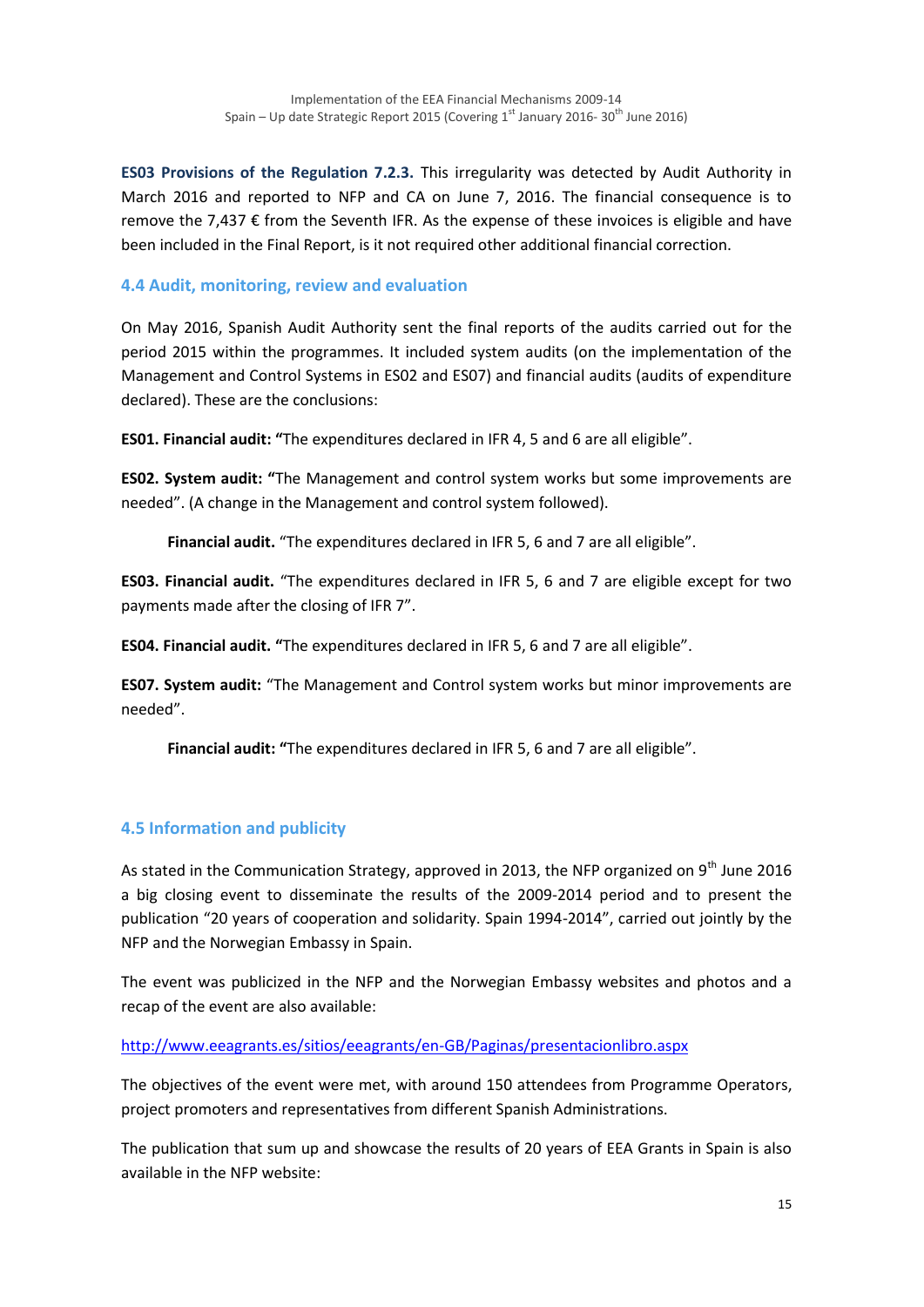**ES03 Provisions of the Regulation 7.2.3.** This irregularity was detected by Audit Authority in March 2016 and reported to NFP and CA on June 7, 2016. The financial consequence is to remove the 7,437 € from the Seventh IFR. As the expense of these invoices is eligible and have been included in the Final Report, is it not required other additional financial correction.

## 4.4 Audit, monitoring, review and evaluation

On May 2016, Spanish Audit Authority sent the final reports of the audits carried out for the period 2015 within the programmes. It included system audits (on the implementation of the Management and Control Systems in ES02 and ES07) and financial audits (audits of expenditure declared). These are the conclusions:

**ES01. Financial audit: "**The expenditures declared in IFR 4, 5 and 6 are all eligible".

**ES02. System audit: "**The Management and control system works but some improvements are needed". (A change in the Management and control system followed).

**Financial audit.** "The expenditures declared in IFR 5, 6 and 7 are all eligible".

**ES03. Financial audit.** "The expenditures declared in IFR 5, 6 and 7 are eligible except for two payments made after the closing of IFR 7".

**ES04. Financial audit. "**The expenditures declared in IFR 5, 6 and 7 are all eligible".

**ES07. System audit:** "The Management and Control system works but minor improvements are needed".

**Financial audit: "**The expenditures declared in IFR 5, 6 and 7 are all eligible".

## 4.5 Information and publicity

As stated in the Communication Strategy, approved in 2013, the NFP organized on 9th June 2016 a big closing event to disseminate the results of the 2009-2014 period and to present the publication "20 years of cooperation and solidarity. Spain 1994-2014", carried out jointly by the NFP and the Norwegian Embassy in Spain.

The event was publicized in the NFP and the Norwegian Embassy websites and photos and a recap of the event are also available:

http://www.eeagrants.es/sitios/eeagrants/en-GB/Paginas/presentacionlibro.aspx

The objectives of the event were met, with around 150 attendees from Programme Operators, project promoters and representatives from different Spanish Administrations.

The publication that sum up and showcase the results of 20 years of EEA Grants in Spain is also available in the NFP website: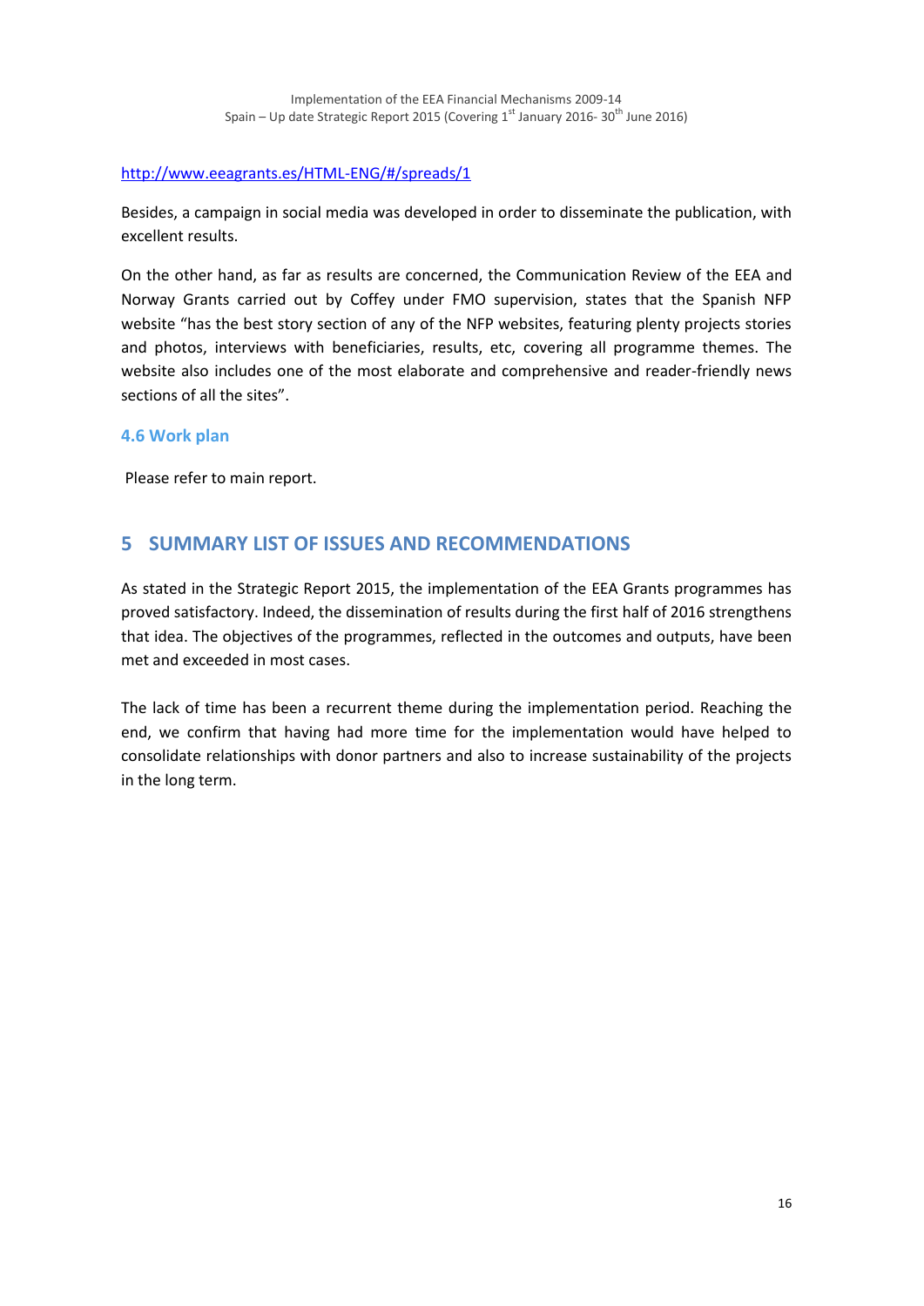http://www.eeagrants.es/HTML-ENG/#/spreads/1

Besides, a campaign in social media was developed in order to disseminate the publication, with excellent results.

On the other hand, as far as results are concerned, the Communication Review of the EEA and Norway Grants carried out by Coffey under FMO supervision, states that the Spanish NFP website "has the best story section of any of the NFP websites, featuring plenty projects stories and photos, interviews with beneficiaries, results, etc, covering all programme themes. The website also includes one of the most elaborate and comprehensive and reader-friendly news sections of all the sites".

### 4.6 Work plan

Please refer to main report.

## 5 SUMMARY LIST OF ISSUES AND RECOMMENDATIONS

As stated in the Strategic Report 2015, the implementation of the EEA Grants programmes has proved satisfactory. Indeed, the dissemination of results during the first half of 2016 strengthens that idea. The objectives of the programmes, reflected in the outcomes and outputs, have been met and exceeded in most cases.

The lack of time has been a recurrent theme during the implementation period. Reaching the end, we confirm that having had more time for the implementation would have helped to consolidate relationships with donor partners and also to increase sustainability of the projects in the long term.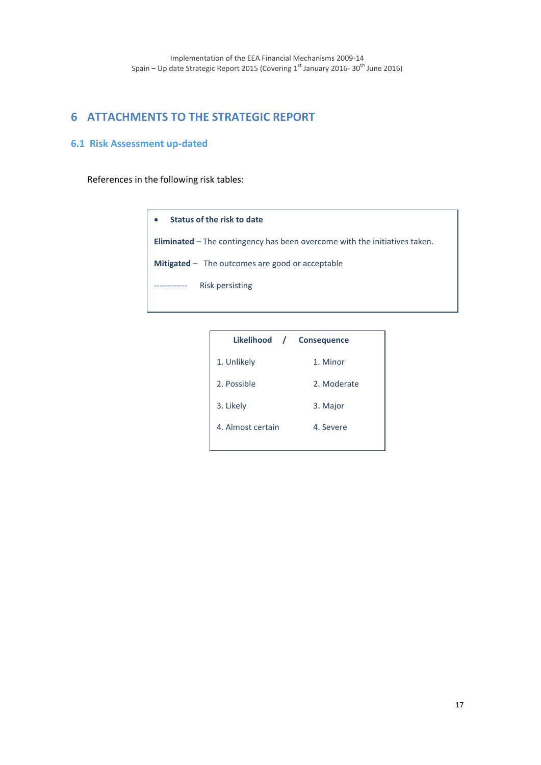# 6 ATTACHMENTS TO THE STRATEGIC REPORT

## 6.1 Risk Assessment up-dated

References in the following risk tables:

- **Status of the risk to date**

**Eliminated** – The contingency has been overcome with the initiatives taken.

**Mitigated** – The outcomes are good or acceptable

------------ Risk persisting

| Likelihood / | Consequence |
|---|---|
| 1. Unlikely | 1. Minor |
| 2. Possible | 2. Moderate |
| 3. Likely | 3. Major |
| 4. Almost certain | 4. Severe |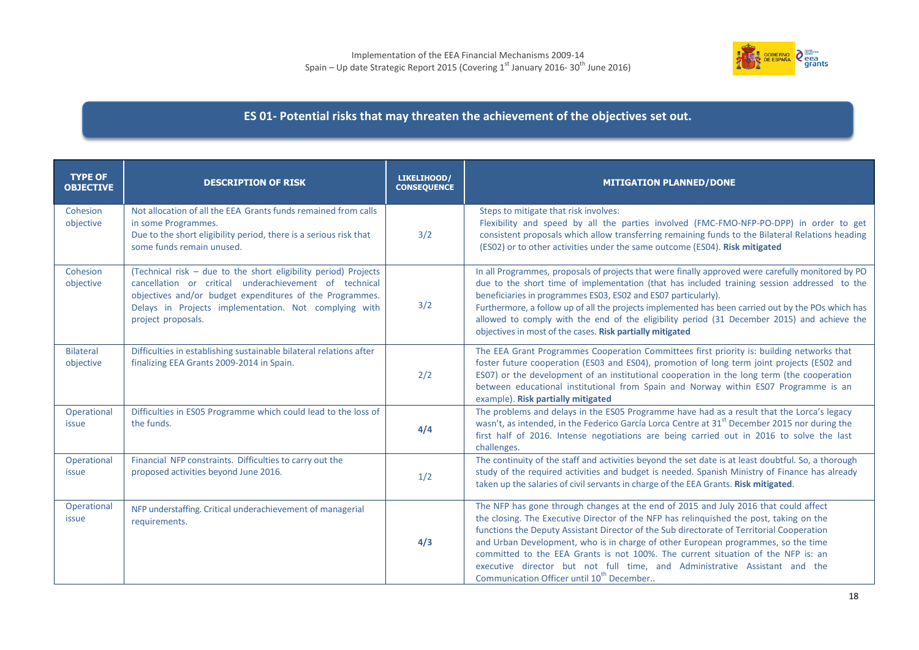## ES 01- Potential risks that may threaten the achievement of the objectives set out.

| TYPE OF OBJECTIVE | DESCRIPTION OF RISK | LIKELIHOOD/ CONSEQUENCE | MITIGATION PLANNED/DONE |
|---|---|---|---|
| Cohesion objective | Not allocation of all the EEA Grants funds remained from calls in some Programmes. Due to the short eligibility period, there is a serious risk that some funds remain unused. | 3/2 | Steps to mitigate that risk involves: Flexibility and speed by all the parties involved (FMC-FMO-NFP-PO-DPP) in order to get consistent proposals which allow transferring remaining funds to the Bilateral Relations heading (ES02) or to other activities under the same outcome (ES04). **Risk mitigated** |
| Cohesion objective | (Technical risk – due to the short eligibility period) Projects cancellation or critical underachievement of technical objectives and/or budget expenditures of the Programmes. Delays in Projects implementation. Not complying with project proposals. | 3/2 | In all Programmes, proposals of projects that were finally approved were carefully monitored by PO due to the short time of implementation (that has included training session addressed to the beneficiaries in programmes ES03, ES02 and ES07 particularly). Furthermore, a follow up of all the projects implemented has been carried out by the POs which has allowed to comply with the end of the eligibility period (31 December 2015) and achieve the objectives in most of the cases. **Risk partially mitigated** |
| Bilateral objective | Difficulties in establishing sustainable bilateral relations after finalizing EEA Grants 2009-2014 in Spain. | 2/2 | The EEA Grant Programmes Cooperation Committees first priority is: building networks that foster future cooperation (ES03 and ES04), promotion of long term joint projects (ES02 and ES07) or the development of an institutional cooperation in the long term (the cooperation between educational institutional from Spain and Norway within ES07 Programme is an example). **Risk partially mitigated** |
| Operational issue | Difficulties in ES05 Programme which could lead to the loss of the funds. | **4/4** | The problems and delays in the ES05 Programme have had as a result that the Lorca's legacy wasn't, as intended, in the Federico García Lorca Centre at 31st December 2015 nor during the first half of 2016. Intense negotiations are being carried out in 2016 to solve the last challenges. |
| Operational issue | Financial NFP constraints. Difficulties to carry out the proposed activities beyond June 2016. | 1/2 | The continuity of the staff and activities beyond the set date is at least doubtful. So, a thorough study of the required activities and budget is needed. Spanish Ministry of Finance has already taken up the salaries of civil servants in charge of the EEA Grants. **Risk mitigated**. |
| Operational issue | NFP understaffing. Critical underachievement of managerial requirements. | **4/3** | The NFP has gone through changes at the end of 2015 and July 2016 that could affect the closing. The Executive Director of the NFP has relinquished the post, taking on the functions the Deputy Assistant Director of the Sub directorate of Territorial Cooperation and Urban Development, who is in charge of other European programmes, so the time committed to the EEA Grants is not 100%. The current situation of the NFP is: an executive director but not full time, and Administrative Assistant and the Communication Officer until 10th December.. |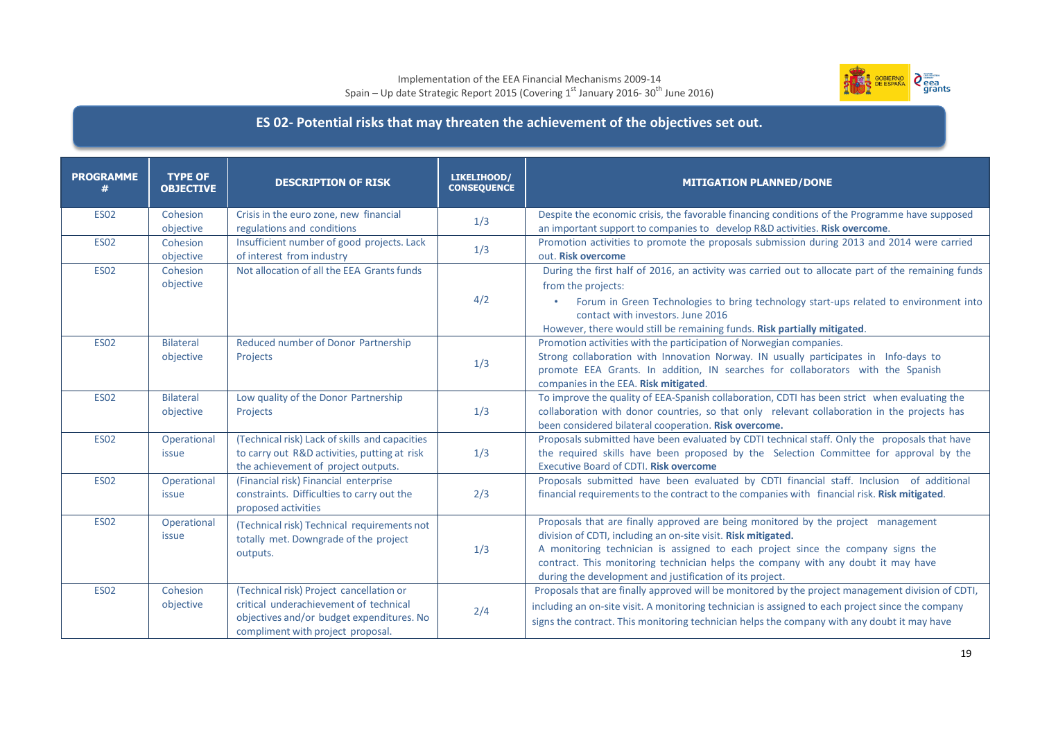## ES 02- Potential risks that may threaten the achievement of the objectives set out.

| PROGRAMME # | TYPE OF OBJECTIVE | DESCRIPTION OF RISK | LIKELIHOOD/ CONSEQUENCE | MITIGATION PLANNED/DONE |
|---|---|---|---|---|
| ES02 | Cohesion objective | Crisis in the euro zone, new financial regulations and conditions | 1/3 | Despite the economic crisis, the favorable financing conditions of the Programme have supposed an important support to companies to develop R&D activities. **Risk overcome**. |
| ES02 | Cohesion objective | Insufficient number of good projects. Lack of interest from industry | 1/3 | Promotion activities to promote the proposals submission during 2013 and 2014 were carried out. **Risk overcome** |
| ES02 | Cohesion objective | Not allocation of all the EEA Grants funds | 4/2 | During the first half of 2016, an activity was carried out to allocate part of the remaining funds from the projects: <br>• Forum in Green Technologies to bring technology start-ups related to environment into contact with investors. June 2016 <br>However, there would still be remaining funds. **Risk partially mitigated**. |
| ES02 | Bilateral objective | Reduced number of Donor Partnership Projects | 1/3 | Promotion activities with the participation of Norwegian companies. Strong collaboration with Innovation Norway. IN usually participates in Info-days to promote EEA Grants. In addition, IN searches for collaborators with the Spanish companies in the EEA. **Risk mitigated**. |
| ES02 | Bilateral objective | Low quality of the Donor Partnership Projects | 1/3 | To improve the quality of EEA-Spanish collaboration, CDTI has been strict when evaluating the collaboration with donor countries, so that only relevant collaboration in the projects has been considered bilateral cooperation. **Risk overcome.** |
| ES02 | Operational issue | (Technical risk) Lack of skills and capacities to carry out R&D activities, putting at risk the achievement of project outputs. | 1/3 | Proposals submitted have been evaluated by CDTI technical staff. Only the proposals that have the required skills have been proposed by the Selection Committee for approval by the Executive Board of CDTI. **Risk overcome** |
| ES02 | Operational issue | (Financial risk) Financial enterprise constraints. Difficulties to carry out the proposed activities | 2/3 | Proposals submitted have been evaluated by CDTI financial staff. Inclusion of additional financial requirements to the contract to the companies with financial risk. **Risk mitigated**. |
| ES02 | Operational issue | (Technical risk) Technical requirements not totally met. Downgrade of the project outputs. | 1/3 | Proposals that are finally approved are being monitored by the project management division of CDTI, including an on-site visit. **Risk mitigated.** <br>A monitoring technician is assigned to each project since the company signs the contract. This monitoring technician helps the company with any doubt it may have during the development and justification of its project. |
| ES02 | Cohesion objective | (Technical risk) Project cancellation or critical underachievement of technical objectives and/or budget expenditures. No compliment with project proposal. | 2/4 | Proposals that are finally approved will be monitored by the project management division of CDTI, including an on-site visit. A monitoring technician is assigned to each project since the company signs the contract. This monitoring technician helps the company with any doubt it may have |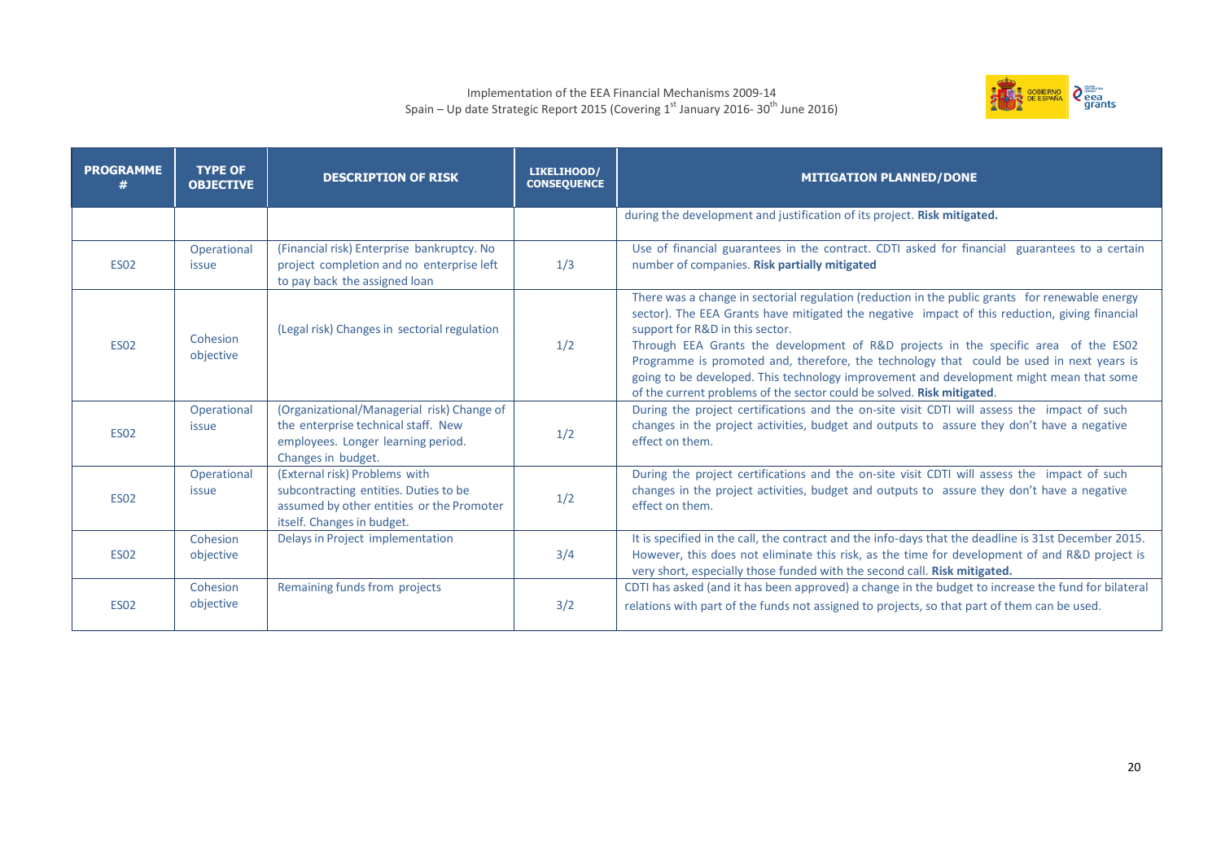| PROGRAMME # | TYPE OF OBJECTIVE | DESCRIPTION OF RISK | LIKELIHOOD/ CONSEQUENCE | MITIGATION PLANNED/DONE |
|---|---|---|---|---|
| | | | | during the development and justification of its project. **Risk mitigated.** |
| ES02 | Operational issue | (Financial risk) Enterprise bankruptcy. No project completion and no enterprise left to pay back the assigned loan | 1/3 | Use of financial guarantees in the contract. CDTI asked for financial guarantees to a certain number of companies. **Risk partially mitigated** |
| ES02 | Cohesion objective | (Legal risk) Changes in sectorial regulation | 1/2 | There was a change in sectorial regulation (reduction in the public grants for renewable energy sector). The EEA Grants have mitigated the negative impact of this reduction, giving financial support for R&D in this sector.<br>Through EEA Grants the development of R&D projects in the specific area of the ES02 Programme is promoted and, therefore, the technology that could be used in next years is going to be developed. This technology improvement and development might mean that some of the current problems of the sector could be solved. **Risk mitigated**. |
| ES02 | Operational issue | (Organizational/Managerial risk) Change of the enterprise technical staff. New employees. Longer learning period. Changes in budget. | 1/2 | During the project certifications and the on-site visit CDTI will assess the impact of such changes in the project activities, budget and outputs to assure they don't have a negative effect on them. |
| ES02 | Operational issue | (External risk) Problems with subcontracting entities. Duties to be assumed by other entities or the Promoter itself. Changes in budget. | 1/2 | During the project certifications and the on-site visit CDTI will assess the impact of such changes in the project activities, budget and outputs to assure they don't have a negative effect on them. |
| ES02 | Cohesion objective | Delays in Project implementation | 3/4 | It is specified in the call, the contract and the info-days that the deadline is 31st December 2015. However, this does not eliminate this risk, as the time for development of and R&D project is very short, especially those funded with the second call. **Risk mitigated.** |
| ES02 | Cohesion objective | Remaining funds from projects | 3/2 | CDTI has asked (and it has been approved) a change in the budget to increase the fund for bilateral relations with part of the funds not assigned to projects, so that part of them can be used. |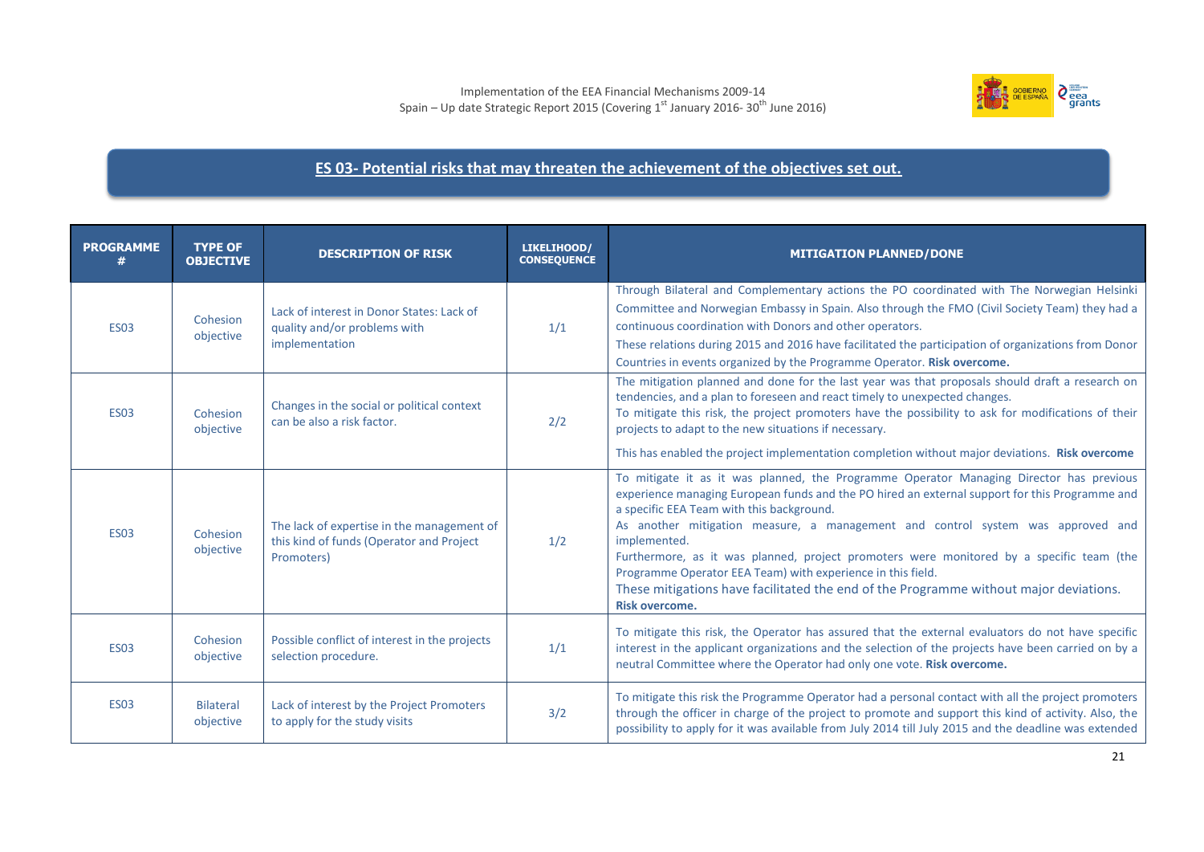## ES 03- Potential risks that may threaten the achievement of the objectives set out.

| PROGRAMME # | TYPE OF OBJECTIVE | DESCRIPTION OF RISK | LIKELIHOOD/ CONSEQUENCE | MITIGATION PLANNED/DONE |
|---|---|---|---|---|
| ES03 | Cohesion objective | Lack of interest in Donor States: Lack of quality and/or problems with implementation | 1/1 | Through Bilateral and Complementary actions the PO coordinated with The Norwegian Helsinki Committee and Norwegian Embassy in Spain. Also through the FMO (Civil Society Team) they had a continuous coordination with Donors and other operators. These relations during 2015 and 2016 have facilitated the participation of organizations from Donor Countries in events organized by the Programme Operator. **Risk overcome.** |
| ES03 | Cohesion objective | Changes in the social or political context can be also a risk factor. | 2/2 | The mitigation planned and done for the last year was that proposals should draft a research on tendencies, and a plan to foreseen and react timely to unexpected changes. To mitigate this risk, the project promoters have the possibility to ask for modifications of their projects to adapt to the new situations if necessary. This has enabled the project implementation completion without major deviations. **Risk overcome** |
| ES03 | Cohesion objective | The lack of expertise in the management of this kind of funds (Operator and Project Promoters) | 1/2 | To mitigate it as it was planned, the Programme Operator Managing Director has previous experience managing European funds and the PO hired an external support for this Programme and a specific EEA Team with this background. As another mitigation measure, a management and control system was approved and implemented. Furthermore, as it was planned, project promoters were monitored by a specific team (the Programme Operator EEA Team) with experience in this field. These mitigations have facilitated the end of the Programme without major deviations. **Risk overcome.** |
| ES03 | Cohesion objective | Possible conflict of interest in the projects selection procedure. | 1/1 | To mitigate this risk, the Operator has assured that the external evaluators do not have specific interest in the applicant organizations and the selection of the projects have been carried on by a neutral Committee where the Operator had only one vote. **Risk overcome.** |
| ES03 | Bilateral objective | Lack of interest by the Project Promoters to apply for the study visits | 3/2 | To mitigate this risk the Programme Operator had a personal contact with all the project promoters through the officer in charge of the project to promote and support this kind of activity. Also, the possibility to apply for it was available from July 2014 till July 2015 and the deadline was extended |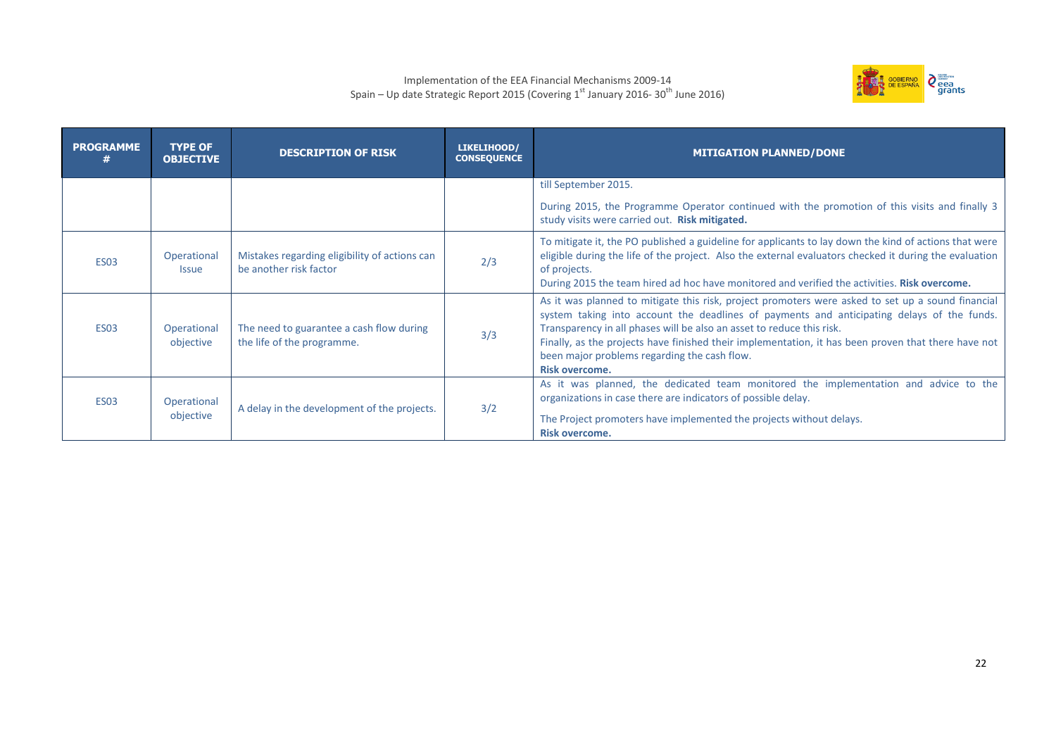| PROGRAMME # | TYPE OF OBJECTIVE | DESCRIPTION OF RISK | LIKELIHOOD/ CONSEQUENCE | MITIGATION PLANNED/DONE |
|---|---|---|---|---|
| | | | | till September 2015.<br><br>During 2015, the Programme Operator continued with the promotion of this visits and finally 3 study visits were carried out. **Risk mitigated.** |
| ES03 | Operational Issue | Mistakes regarding eligibility of actions can be another risk factor | 2/3 | To mitigate it, the PO published a guideline for applicants to lay down the kind of actions that were eligible during the life of the project. Also the external evaluators checked it during the evaluation of projects.<br>During 2015 the team hired ad hoc have monitored and verified the activities. **Risk overcome.** |
| ES03 | Operational objective | The need to guarantee a cash flow during the life of the programme. | 3/3 | As it was planned to mitigate this risk, project promoters were asked to set up a sound financial system taking into account the deadlines of payments and anticipating delays of the funds. Transparency in all phases will be also an asset to reduce this risk.<br>Finally, as the projects have finished their implementation, it has been proven that there have not been major problems regarding the cash flow.<br>**Risk overcome.** |
| ES03 | Operational objective | A delay in the development of the projects. | 3/2 | As it was planned, the dedicated team monitored the implementation and advice to the organizations in case there are indicators of possible delay.<br><br>The Project promoters have implemented the projects without delays.<br>**Risk overcome.** |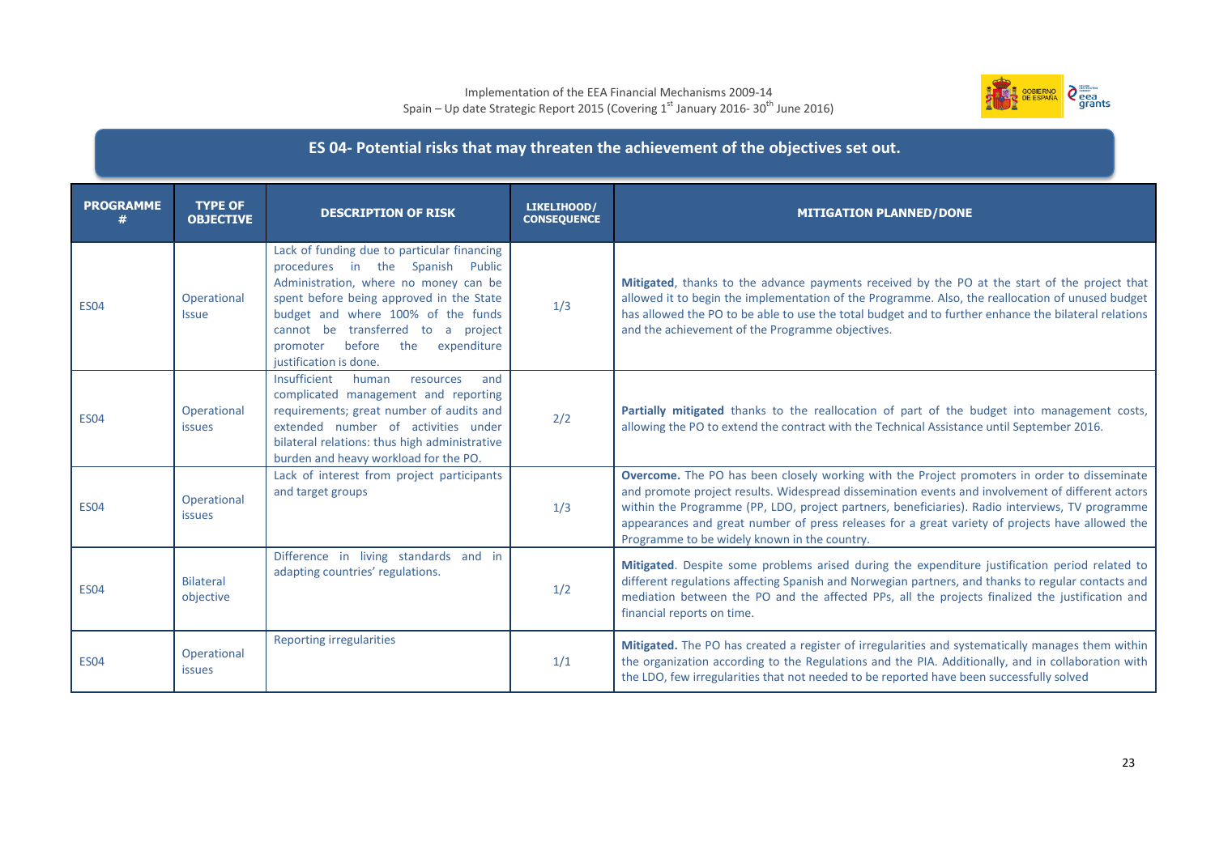## ES 04- Potential risks that may threaten the achievement of the objectives set out.

| PROGRAMME # | TYPE OF OBJECTIVE | DESCRIPTION OF RISK | LIKELIHOOD/ CONSEQUENCE | MITIGATION PLANNED/DONE |
|---|---|---|---|---|
| ES04 | Operational Issue | Lack of funding due to particular financing procedures in the Spanish Public Administration, where no money can be spent before being approved in the State budget and where 100% of the funds cannot be transferred to a project promoter before the expenditure justification is done. | 1/3 | **Mitigated**, thanks to the advance payments received by the PO at the start of the project that allowed it to begin the implementation of the Programme. Also, the reallocation of unused budget has allowed the PO to be able to use the total budget and to further enhance the bilateral relations and the achievement of the Programme objectives. |
| ES04 | Operational issues | Insufficient human resources and complicated management and reporting requirements; great number of audits and extended number of activities under bilateral relations: thus high administrative burden and heavy workload for the PO. | 2/2 | **Partially mitigated** thanks to the reallocation of part of the budget into management costs, allowing the PO to extend the contract with the Technical Assistance until September 2016. |
| ES04 | Operational issues | Lack of interest from project participants and target groups | 1/3 | **Overcome.** The PO has been closely working with the Project promoters in order to disseminate and promote project results. Widespread dissemination events and involvement of different actors within the Programme (PP, LDO, project partners, beneficiaries). Radio interviews, TV programme appearances and great number of press releases for a great variety of projects have allowed the Programme to be widely known in the country. |
| ES04 | Bilateral objective | Difference in living standards and in adapting countries' regulations. | 1/2 | **Mitigated**. Despite some problems arised during the expenditure justification period related to different regulations affecting Spanish and Norwegian partners, and thanks to regular contacts and mediation between the PO and the affected PPs, all the projects finalized the justification and financial reports on time. |
| ES04 | Operational issues | Reporting irregularities | 1/1 | **Mitigated.** The PO has created a register of irregularities and systematically manages them within the organization according to the Regulations and the PIA. Additionally, and in collaboration with the LDO, few irregularities that not needed to be reported have been successfully solved |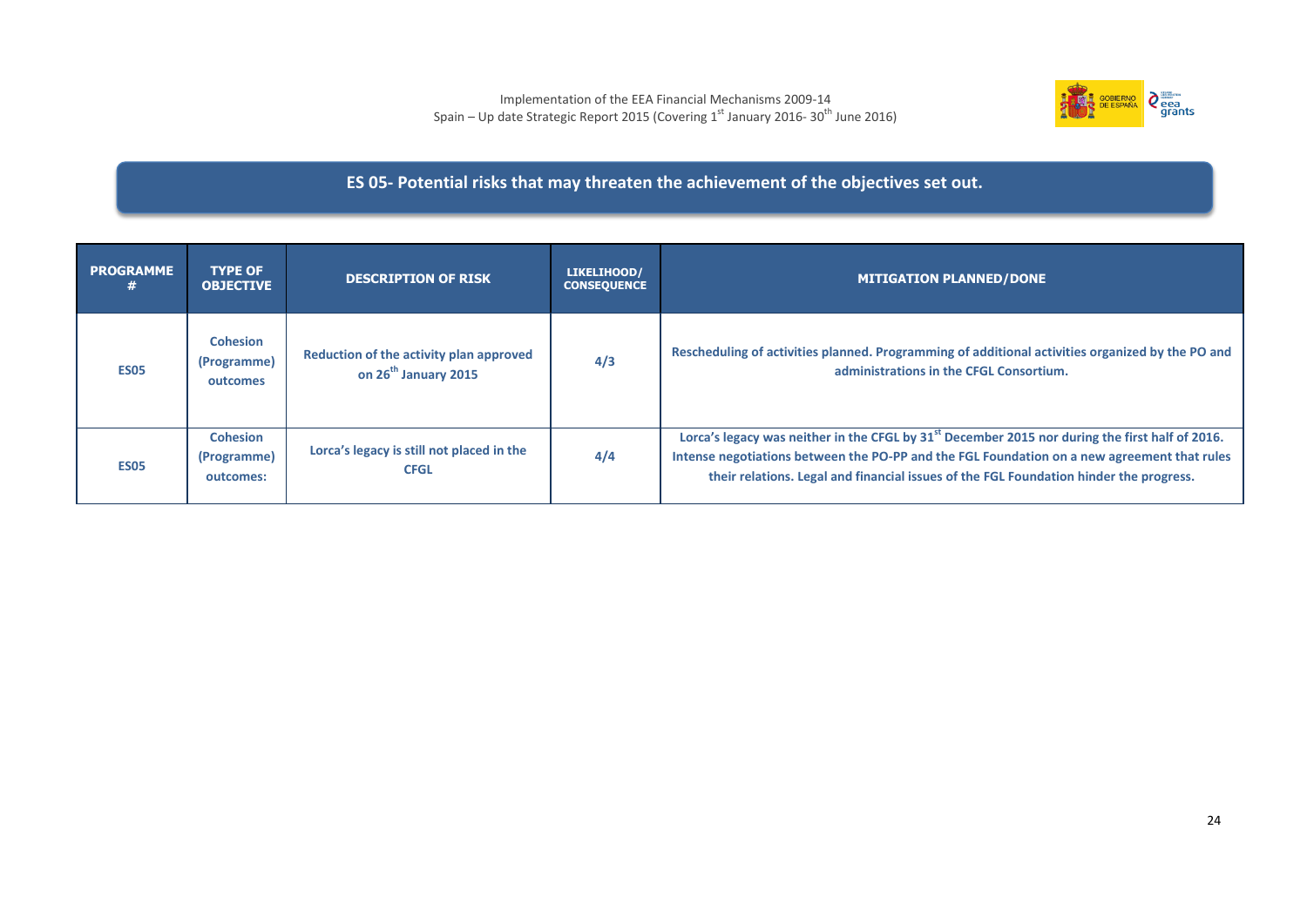## ES 05- Potential risks that may threaten the achievement of the objectives set out.

| PROGRAMME # | TYPE OF OBJECTIVE | DESCRIPTION OF RISK | LIKELIHOOD/ CONSEQUENCE | MITIGATION PLANNED/DONE |
|---|---|---|---|---|
| **ES05** | **Cohesion (Programme) outcomes** | **Reduction of the activity plan approved on 26th January 2015** | **4/3** | **Rescheduling of activities planned. Programming of additional activities organized by the PO and administrations in the CFGL Consortium.** |
| **ES05** | **Cohesion (Programme) outcomes:** | **Lorca's legacy is still not placed in the CFGL** | **4/4** | **Lorca's legacy was neither in the CFGL by 31st December 2015 nor during the first half of 2016. Intense negotiations between the PO-PP and the FGL Foundation on a new agreement that rules their relations. Legal and financial issues of the FGL Foundation hinder the progress.** |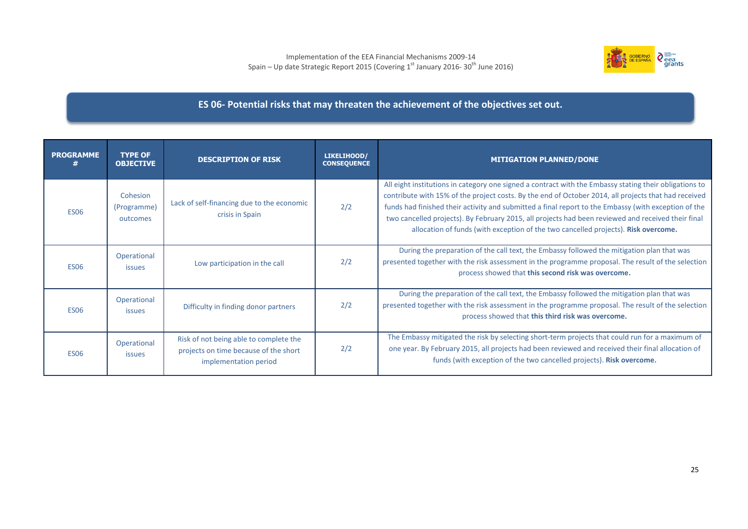## ES 06- Potential risks that may threaten the achievement of the objectives set out.

| PROGRAMME # | TYPE OF OBJECTIVE | DESCRIPTION OF RISK | LIKELIHOOD/ CONSEQUENCE | MITIGATION PLANNED/DONE |
|---|---|---|---|---|
| ES06 | Cohesion (Programme) outcomes | Lack of self-financing due to the economic crisis in Spain | 2/2 | All eight institutions in category one signed a contract with the Embassy stating their obligations to contribute with 15% of the project costs. By the end of October 2014, all projects that had received funds had finished their activity and submitted a final report to the Embassy (with exception of the two cancelled projects). By February 2015, all projects had been reviewed and received their final allocation of funds (with exception of the two cancelled projects). **Risk overcome.** |
| ES06 | Operational issues | Low participation in the call | 2/2 | During the preparation of the call text, the Embassy followed the mitigation plan that was presented together with the risk assessment in the programme proposal. The result of the selection process showed that **this second risk was overcome.** |
| ES06 | Operational issues | Difficulty in finding donor partners | 2/2 | During the preparation of the call text, the Embassy followed the mitigation plan that was presented together with the risk assessment in the programme proposal. The result of the selection process showed that **this third risk was overcome.** |
| ES06 | Operational issues | Risk of not being able to complete the projects on time because of the short implementation period | 2/2 | The Embassy mitigated the risk by selecting short-term projects that could run for a maximum of one year. By February 2015, all projects had been reviewed and received their final allocation of funds (with exception of the two cancelled projects). **Risk overcome.** |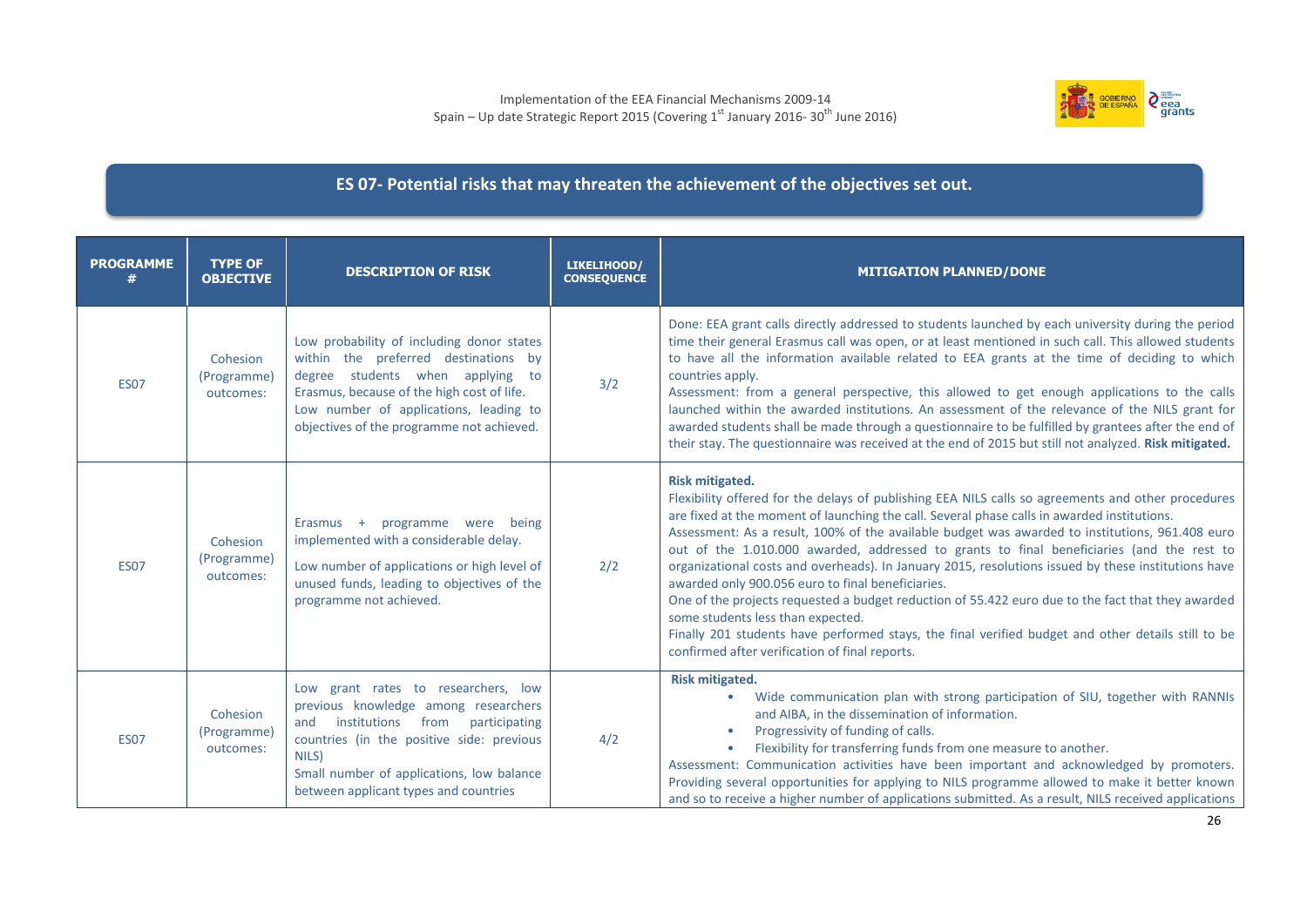## ES 07- Potential risks that may threaten the achievement of the objectives set out.

| PROGRAMME # | TYPE OF OBJECTIVE | DESCRIPTION OF RISK | LIKELIHOOD/ CONSEQUENCE | MITIGATION PLANNED/DONE |
|---|---|---|---|---|
| ES07 | Cohesion (Programme) outcomes: | Low probability of including donor states within the preferred destinations by degree students when applying to Erasmus, because of the high cost of life. Low number of applications, leading to objectives of the programme not achieved. | 3/2 | Done: EEA grant calls directly addressed to students launched by each university during the period time their general Erasmus call was open, or at least mentioned in such call. This allowed students to have all the information available related to EEA grants at the time of deciding to which countries apply.<br>Assessment: from a general perspective, this allowed to get enough applications to the calls launched within the awarded institutions. An assessment of the relevance of the NILS grant for awarded students shall be made through a questionnaire to be fulfilled by grantees after the end of their stay. The questionnaire was received at the end of 2015 but still not analyzed. **Risk mitigated.** |
| ES07 | Cohesion (Programme) outcomes: | Erasmus + programme were being implemented with a considerable delay.<br>Low number of applications or high level of unused funds, leading to objectives of the programme not achieved. | 2/2 | **Risk mitigated.**<br>Flexibility offered for the delays of publishing EEA NILS calls so agreements and other procedures are fixed at the moment of launching the call. Several phase calls in awarded institutions.<br>Assessment: As a result, 100% of the available budget was awarded to institutions, 961.408 euro out of the 1.010.000 awarded, addressed to grants to final beneficiaries (and the rest to organizational costs and overheads). In January 2015, resolutions issued by these institutions have awarded only 900.056 euro to final beneficiaries.<br>One of the projects requested a budget reduction of 55.422 euro due to the fact that they awarded some students less than expected.<br>Finally 201 students have performed stays, the final verified budget and other details still to be confirmed after verification of final reports. |
| ES07 | Cohesion (Programme) outcomes: | Low grant rates to researchers, low previous knowledge among researchers and institutions from participating countries (in the positive side: previous NILS)<br>Small number of applications, low balance between applicant types and countries | 4/2 | **Risk mitigated.**<br>• Wide communication plan with strong participation of SIU, together with RANNIs and AIBA, in the dissemination of information.<br>• Progressivity of funding of calls.<br>• Flexibility for transferring funds from one measure to another.<br>Assessment: Communication activities have been important and acknowledged by promoters. Providing several opportunities for applying to NILS programme allowed to make it better known and so to receive a higher number of applications submitted. As a result, NILS received applications |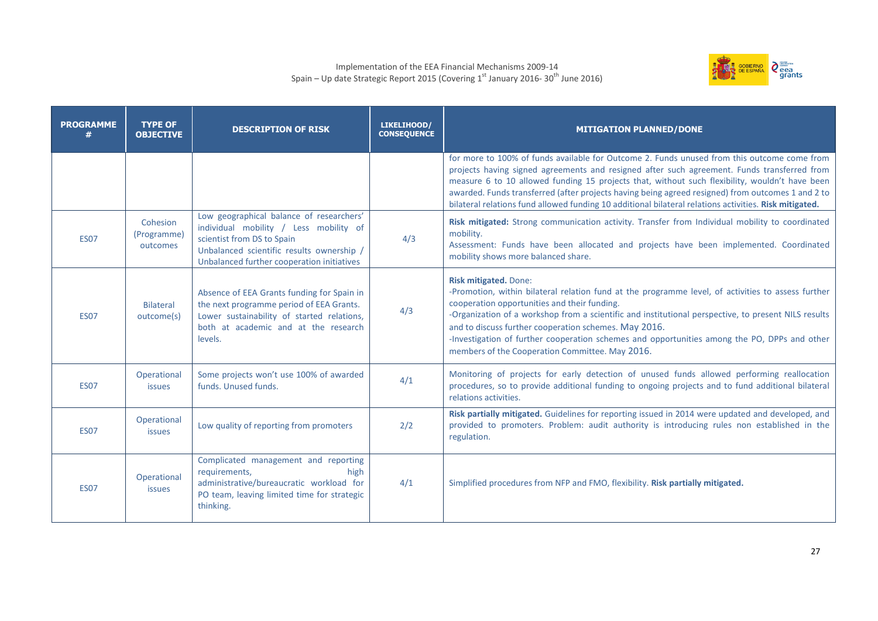| PROGRAMME # | TYPE OF OBJECTIVE | DESCRIPTION OF RISK | LIKELIHOOD/ CONSEQUENCE | MITIGATION PLANNED/DONE |
|---|---|---|---|---|
| | | | | for more to 100% of funds available for Outcome 2. Funds unused from this outcome come from projects having signed agreements and resigned after such agreement. Funds transferred from measure 6 to 10 allowed funding 15 projects that, without such flexibility, wouldn't have been awarded. Funds transferred (after projects having being agreed resigned) from outcomes 1 and 2 to bilateral relations fund allowed funding 10 additional bilateral relations activities. **Risk mitigated.** |
| ES07 | Cohesion (Programme) outcomes | Low geographical balance of researchers' individual mobility / Less mobility of scientist from DS to Spain Unbalanced scientific results ownership / Unbalanced further cooperation initiatives | 4/3 | **Risk mitigated:** Strong communication activity. Transfer from Individual mobility to coordinated mobility. Assessment: Funds have been allocated and projects have been implemented. Coordinated mobility shows more balanced share. |
| ES07 | Bilateral outcome(s) | Absence of EEA Grants funding for Spain in the next programme period of EEA Grants. Lower sustainability of started relations, both at academic and at the research levels. | 4/3 | **Risk mitigated.** Done: -Promotion, within bilateral relation fund at the programme level, of activities to assess further cooperation opportunities and their funding. -Organization of a workshop from a scientific and institutional perspective, to present NILS results and to discuss further cooperation schemes. May 2016. -Investigation of further cooperation schemes and opportunities among the PO, DPPs and other members of the Cooperation Committee. May 2016. |
| ES07 | Operational issues | Some projects won't use 100% of awarded funds. Unused funds. | 4/1 | Monitoring of projects for early detection of unused funds allowed performing reallocation procedures, so to provide additional funding to ongoing projects and to fund additional bilateral relations activities. |
| ES07 | Operational issues | Low quality of reporting from promoters | 2/2 | **Risk partially mitigated.** Guidelines for reporting issued in 2014 were updated and developed, and provided to promoters. Problem: audit authority is introducing rules non established in the regulation. |
| ES07 | Operational issues | Complicated management and reporting requirements, high administrative/bureaucratic workload for PO team, leaving limited time for strategic thinking. | 4/1 | Simplified procedures from NFP and FMO, flexibility. **Risk partially mitigated.** |